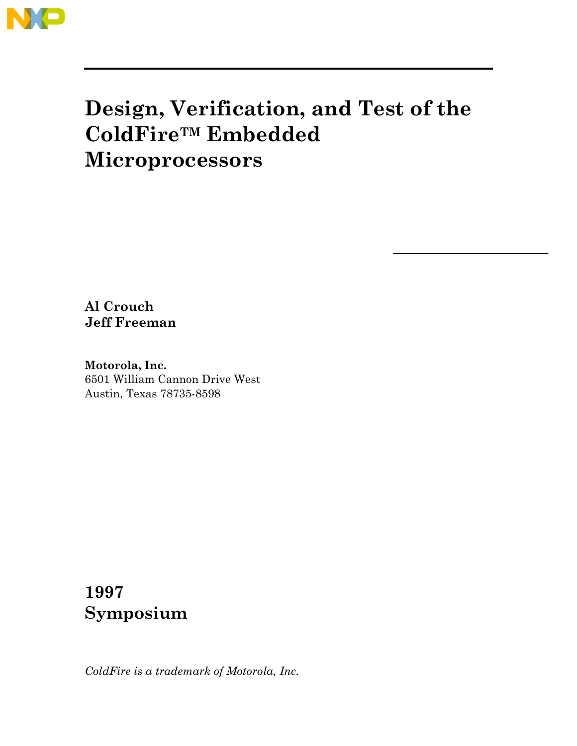# Design, Verification, and Test of the ColdFire™ Embedded Microprocessors

**Al Crouch**
**Jeff Freeman**

**Motorola, Inc.**
6501 William Cannon Drive West
Austin, Texas 78735-8598

**1997**
**Symposium**

*ColdFire is a trademark of Motorola, Inc.*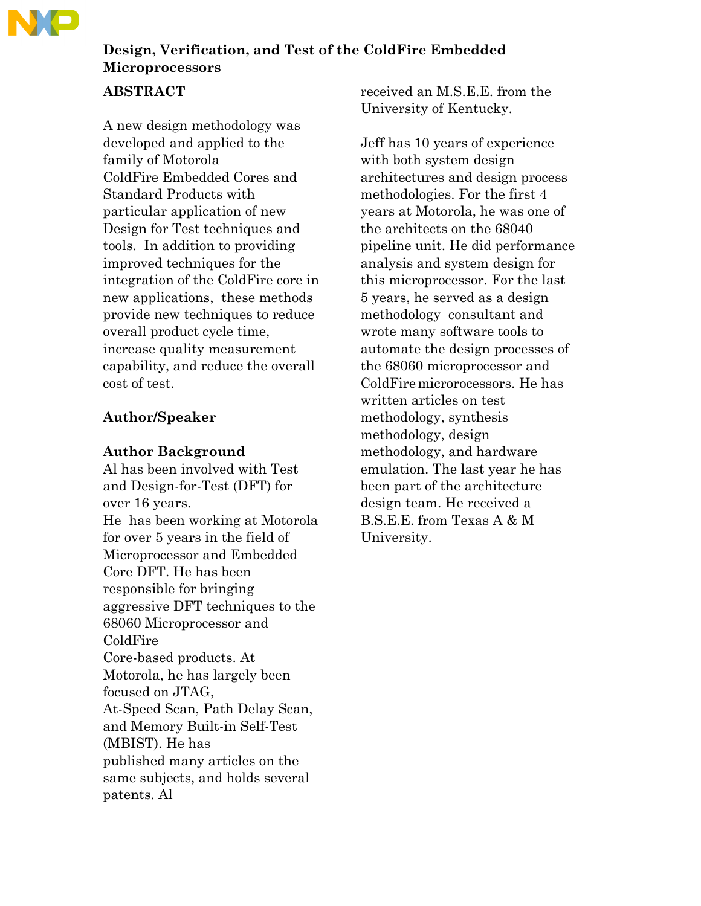## Design, Verification, and Test of the ColdFire Embedded Microprocessors

### ABSTRACT

A new design methodology was developed and applied to the family of Motorola ColdFire Embedded Cores and Standard Products with particular application of new Design for Test techniques and tools. In addition to providing improved techniques for the integration of the ColdFire core in new applications, these methods provide new techniques to reduce overall product cycle time, increase quality measurement capability, and reduce the overall cost of test.

### Author/Speaker

### Author Background

Al has been involved with Test and Design-for-Test (DFT) for over 16 years.
He has been working at Motorola for over 5 years in the field of Microprocessor and Embedded Core DFT. He has been responsible for bringing aggressive DFT techniques to the 68060 Microprocessor and ColdFire
Core-based products. At Motorola, he has largely been focused on JTAG,
At-Speed Scan, Path Delay Scan, and Memory Built-in Self-Test (MBIST). He has
published many articles on the same subjects, and holds several patents. Al received an M.S.E.E. from the University of Kentucky.

Jeff has 10 years of experience with both system design architectures and design process methodologies. For the first 4 years at Motorola, he was one of the architects on the 68040 pipeline unit. He did performance analysis and system design for this microprocessor. For the last 5 years, he served as a design methodology consultant and wrote many software tools to automate the design processes of the 68060 microprocessor and ColdFire microrocessors. He has written articles on test methodology, synthesis methodology, design methodology, and hardware emulation. The last year he has been part of the architecture design team. He received a B.S.E.E. from Texas A & M University.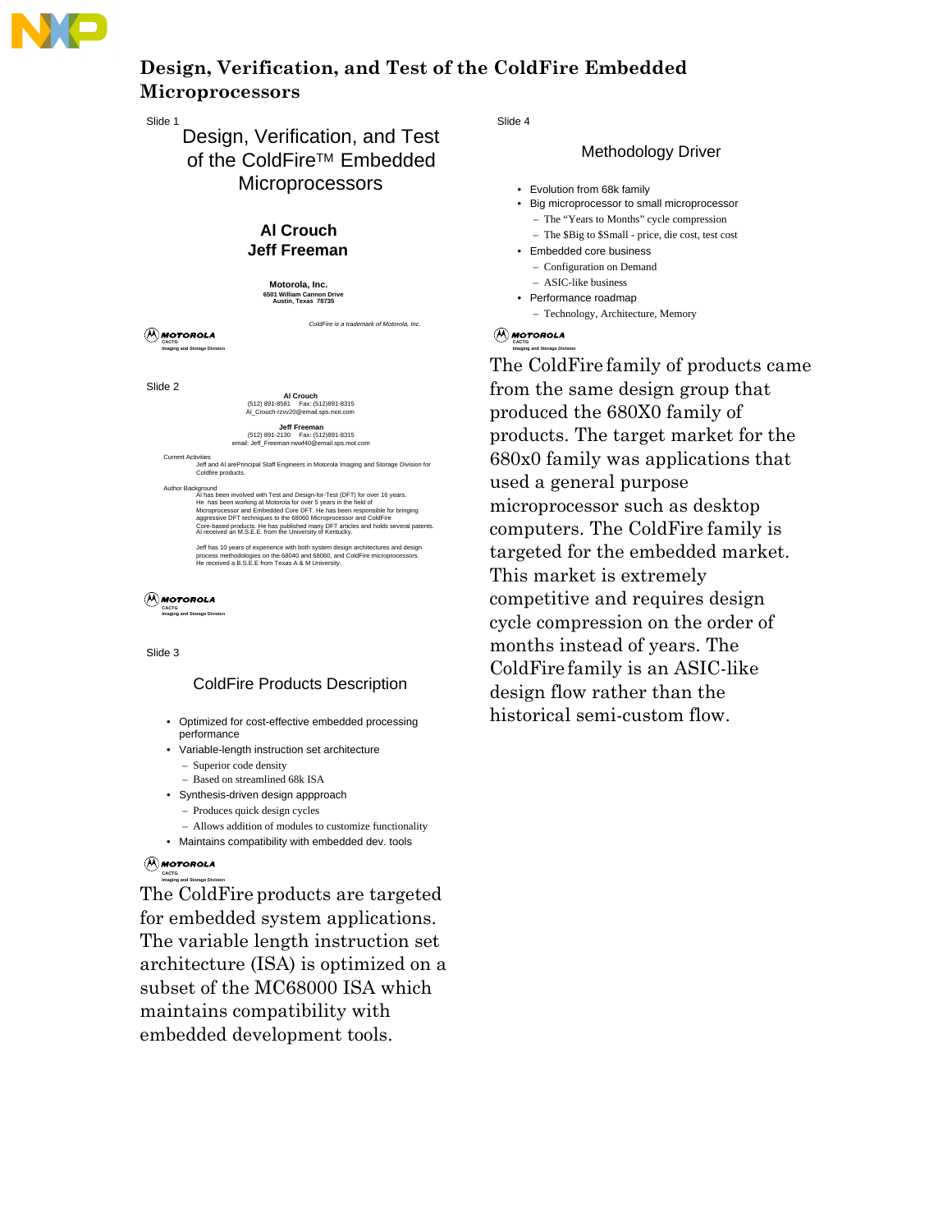# Design, Verification, and Test of the ColdFire Embedded Microprocessors

Slide 1

Design, Verification, and Test of the ColdFire™ Embedded Microprocessors

**Al Crouch**
**Jeff Freeman**

**Motorola, Inc.**
**6501 William Cannon Drive**
**Austin, Texas 78735**

*ColdFire is a trademark of Motorola, Inc.*

MOTOROLA
CACTG
Imaging and Storage Division

Slide 2

**Al Crouch**
(512) 891-8581 Fax: (512)891-8315
Al_Crouch-rzvv20@email.sps.mot.com

**Jeff Freeman**
(512) 891-2130 Fax: (512)891-8315
email: Jeff_Freeman-rwwf40@email.sps.mot.com

Current Activities
Jeff and Al arePrincipal Staff Engineers in Motorola Imaging and Storage Division for Coldfire products.

Author Background
Al has been involved with Test and Design-for-Test (DFT) for over 16 years.
He has been working at Motorola for over 5 years in the field of Microprocessor and Embedded Core DFT. He has been responsible for bringing aggressive DFT techniques to the 68060 Microprocessor and ColdFire Core-based products. He has published many DFT articles and holds several patents. Al received an M.S.E.E. from the University of Kentucky.

Jeff has 10 years of experience with both system design architectures and design process methodologies on the 68040 and 68060, and ColdFire microprocessors. He received a B.S.E.E from Texas A & M University.

MOTOROLA
CACTG
Imaging and Storage Division

Slide 3

ColdFire Products Description

- Optimized for cost-effective embedded processing performance
- Variable-length instruction set architecture
  - Superior code density
  - Based on streamlined 68k ISA
- Synthesis-driven design appproach
  - Produces quick design cycles
  - Allows addition of modules to customize functionality
- Maintains compatibility with embedded dev. tools

MOTOROLA
CACTG
Imaging and Storage Division

The ColdFire products are targeted for embedded system applications. The variable length instruction set architecture (ISA) is optimized on a subset of the MC68000 ISA which maintains compatibility with embedded development tools.

Slide 4

Methodology Driver

- Evolution from 68k family
- Big microprocessor to small microprocessor
  - The "Years to Months" cycle compression
  - The $Big to $Small - price, die cost, test cost
- Embedded core business
  - Configuration on Demand
  - ASIC-like business
- Performance roadmap
  - Technology, Architecture, Memory

MOTOROLA
CACTG
Imaging and Storage Division

The ColdFire family of products came from the same design group that produced the 680X0 family of products. The target market for the 680x0 family was applications that used a general purpose microprocessor such as desktop computers. The ColdFire family is targeted for the embedded market. This market is extremely competitive and requires design cycle compression on the order of months instead of years. The ColdFire family is an ASIC-like design flow rather than the historical semi-custom flow.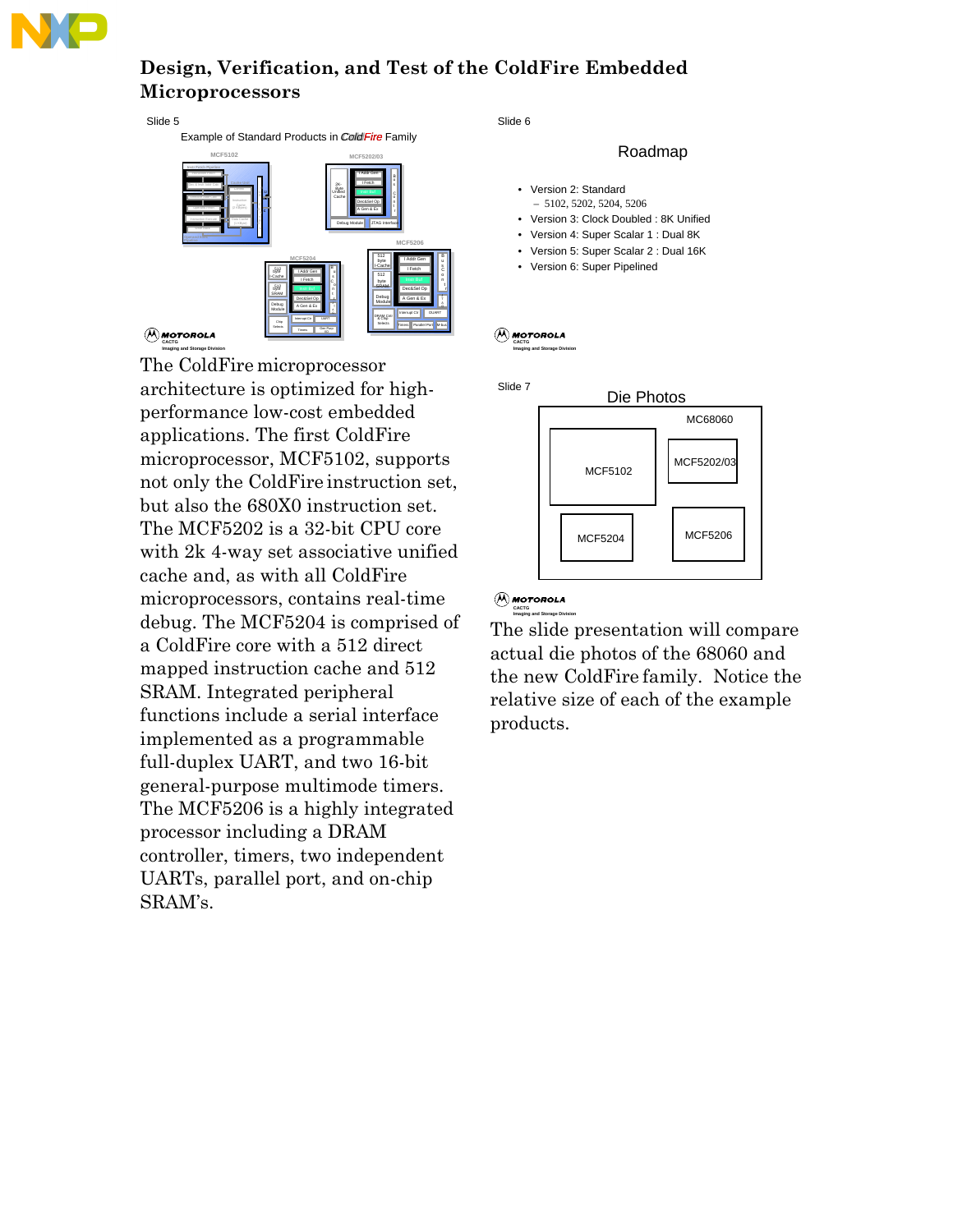## Design, Verification, and Test of the ColdFire Embedded Microprocessors

Slide 5

Example of Standard Products in *ColdFire* Family

MCF5102 MCF5202/03 MCF5204 MCF5206

MOTOROLA CACTG Imaging and Storage Division

The ColdFire microprocessor architecture is optimized for high-performance low-cost embedded applications. The first ColdFire microprocessor, MCF5102, supports not only the ColdFire instruction set, but also the 680X0 instruction set. The MCF5202 is a 32-bit CPU core with 2k 4-way set associative unified cache and, as with all ColdFire microprocessors, contains real-time debug. The MCF5204 is comprised of a ColdFire core with a 512 direct mapped instruction cache and 512 SRAM. Integrated peripheral functions include a serial interface implemented as a programmable full-duplex UART, and two 16-bit general-purpose multimode timers. The MCF5206 is a highly integrated processor including a DRAM controller, timers, two independent UARTs, parallel port, and on-chip SRAM's.

Slide 6

Roadmap

- Version 2: Standard
  - 5102, 5202, 5204, 5206
- Version 3: Clock Doubled : 8K Unified
- Version 4: Super Scalar 1 : Dual 8K
- Version 5: Super Scalar 2 : Dual 16K
- Version 6: Super Pipelined

MOTOROLA CACTG Imaging and Storage Division

Slide 7

Die Photos

MC68060 MCF5102 MCF5202/03 MCF5204 MCF5206

MOTOROLA CACTG Imaging and Storage Division

The slide presentation will compare actual die photos of the 68060 and the new ColdFire family. Notice the relative size of each of the example products.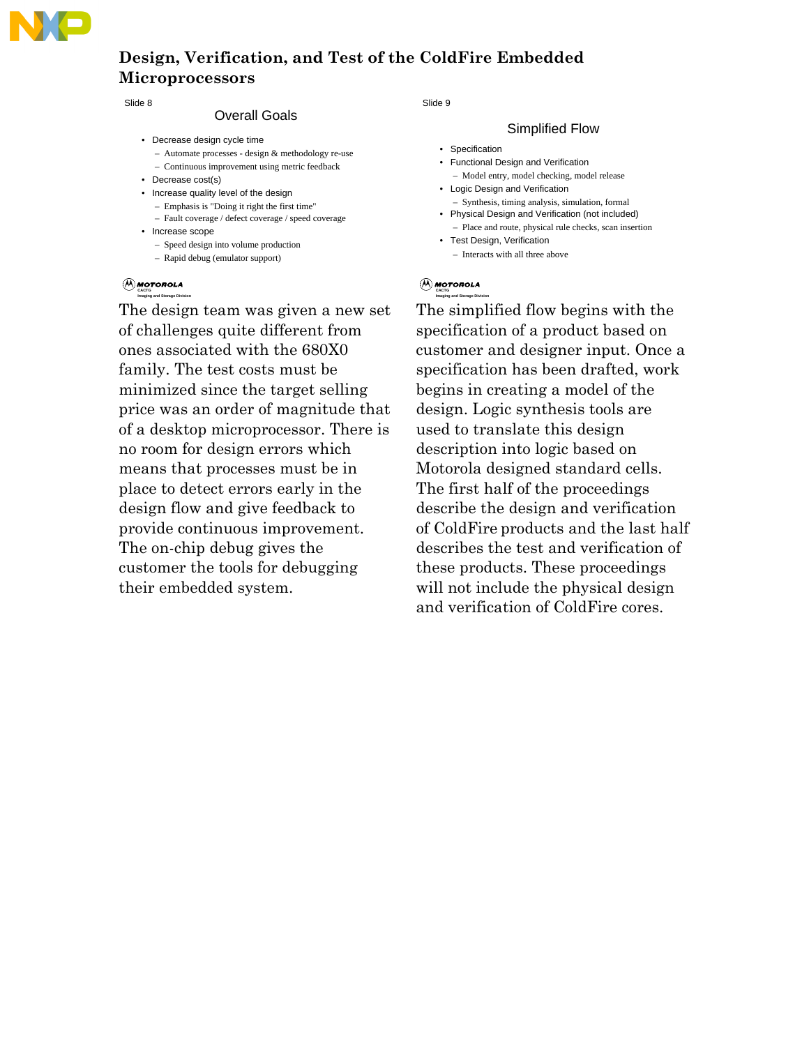Slide 8

## Overall Goals

- Decrease design cycle time
  - Automate processes - design & methodology re-use
  - Continuous improvement using metric feedback
- Decrease cost(s)
- Increase quality level of the design
  - Emphasis is "Doing it right the first time"
  - Fault coverage / defect coverage / speed coverage
- Increase scope
  - Speed design into volume production
  - Rapid debug (emulator support)

MOTOROLA
CACTG
Imaging and Storage Division

The design team was given a new set of challenges quite different from ones associated with the 680X0 family. The test costs must be minimized since the target selling price was an order of magnitude that of a desktop microprocessor. There is no room for design errors which means that processes must be in place to detect errors early in the design flow and give feedback to provide continuous improvement. The on-chip debug gives the customer the tools for debugging their embedded system.

Slide 9

## Simplified Flow

- Specification
- Functional Design and Verification
  - Model entry, model checking, model release
- Logic Design and Verification
  - Synthesis, timing analysis, simulation, formal
- Physical Design and Verification (not included)
  - Place and route, physical rule checks, scan insertion
- Test Design, Verification
  - Interacts with all three above

MOTOROLA
CACTG
Imaging and Storage Division

The simplified flow begins with the specification of a product based on customer and designer input. Once a specification has been drafted, work begins in creating a model of the design. Logic synthesis tools are used to translate this design description into logic based on Motorola designed standard cells. The first half of the proceedings describe the design and verification of ColdFire products and the last half describes the test and verification of these products. These proceedings will not include the physical design and verification of ColdFire cores.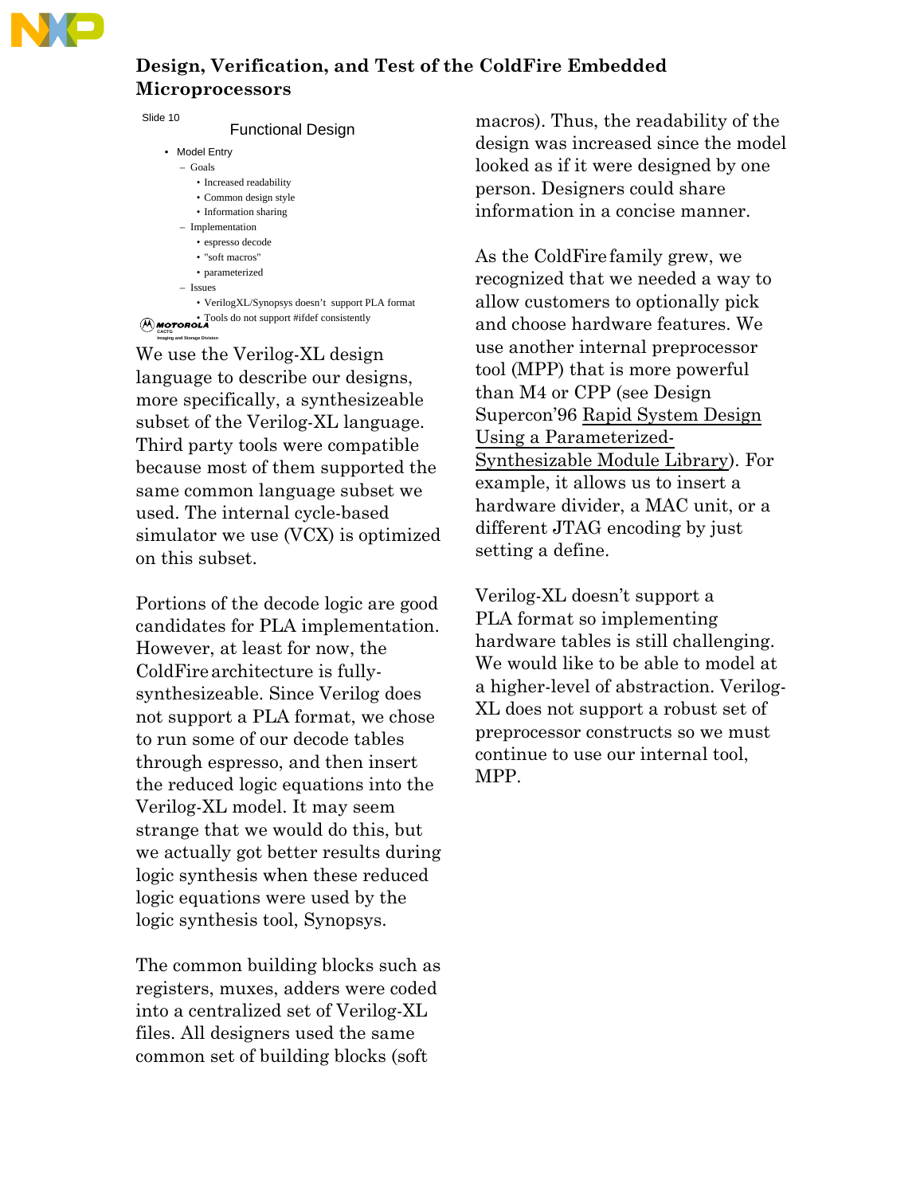Slide 10

Functional Design

- Model Entry
  - Goals
    - Increased readability
    - Common design style
    - Information sharing
  - Implementation
    - espresso decode
    - "soft macros"
    - parameterized
  - Issues
    - VerilogXL/Synopsys doesn't support PLA format
    - Tools do not support #ifdef consistently

We use the Verilog-XL design language to describe our designs, more specifically, a synthesizeable subset of the Verilog-XL language. Third party tools were compatible because most of them supported the same common language subset we used. The internal cycle-based simulator we use (VCX) is optimized on this subset.

Portions of the decode logic are good candidates for PLA implementation. However, at least for now, the ColdFire architecture is fully-synthesizeable. Since Verilog does not support a PLA format, we chose to run some of our decode tables through espresso, and then insert the reduced logic equations into the Verilog-XL model. It may seem strange that we would do this, but we actually got better results during logic synthesis when these reduced logic equations were used by the logic synthesis tool, Synopsys.

The common building blocks such as registers, muxes, adders were coded into a centralized set of Verilog-XL files. All designers used the same common set of building blocks (soft macros). Thus, the readability of the design was increased since the model looked as if it were designed by one person. Designers could share information in a concise manner.

As the ColdFire family grew, we recognized that we needed a way to allow customers to optionally pick and choose hardware features. We use another internal preprocessor tool (MPP) that is more powerful than M4 or CPP (see Design Supercon'96 Rapid System Design Using a Parameterized-Synthesizable Module Library). For example, it allows us to insert a hardware divider, a MAC unit, or a different JTAG encoding by just setting a define.

Verilog-XL doesn't support a PLA format so implementing hardware tables is still challenging. We would like to be able to model at a higher-level of abstraction. Verilog-XL does not support a robust set of preprocessor constructs so we must continue to use our internal tool, MPP.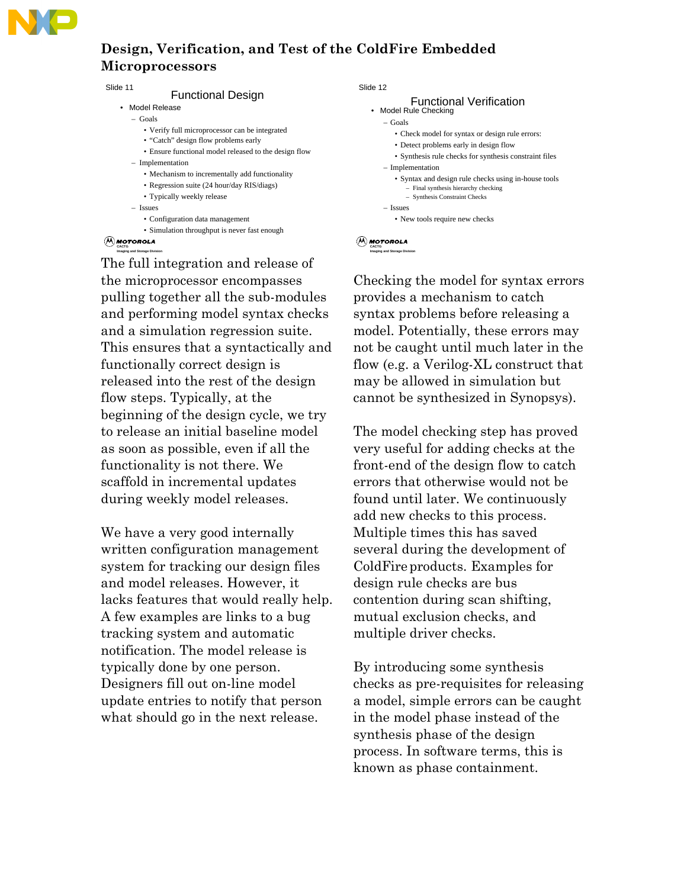Slide 11

### Functional Design

- Model Release
  - Goals
    - Verify full microprocessor can be integrated
    - "Catch" design flow problems early
    - Ensure functional model released to the design flow
  - Implementation
    - Mechanism to incrementally add functionality
    - Regression suite (24 hour/day RIS/diags)
    - Typically weekly release
  - Issues
    - Configuration data management
    - Simulation throughput is never fast enough

MOTOROLA CACTG Imaging and Storage Division

The full integration and release of the microprocessor encompasses pulling together all the sub-modules and performing model syntax checks and a simulation regression suite. This ensures that a syntactically and functionally correct design is released into the rest of the design flow steps. Typically, at the beginning of the design cycle, we try to release an initial baseline model as soon as possible, even if all the functionality is not there. We scaffold in incremental updates during weekly model releases.

We have a very good internally written configuration management system for tracking our design files and model releases. However, it lacks features that would really help. A few examples are links to a bug tracking system and automatic notification. The model release is typically done by one person. Designers fill out on-line model update entries to notify that person what should go in the next release.

Slide 12

### Functional Verification

- Model Rule Checking
  - Goals
    - Check model for syntax or design rule errors:
    - Detect problems early in design flow
    - Synthesis rule checks for synthesis constraint files
  - Implementation
    - Syntax and design rule checks using in-house tools
      - Final synthesis hierarchy checking
      - Synthesis Constraint Checks
  - Issues
    - New tools require new checks

MOTOROLA CACTG Imaging and Storage Division

Checking the model for syntax errors provides a mechanism to catch syntax problems before releasing a model. Potentially, these errors may not be caught until much later in the flow (e.g. a Verilog-XL construct that may be allowed in simulation but cannot be synthesized in Synopsys).

The model checking step has proved very useful for adding checks at the front-end of the design flow to catch errors that otherwise would not be found until later. We continuously add new checks to this process. Multiple times this has saved several during the development of ColdFire products. Examples for design rule checks are bus contention during scan shifting, mutual exclusion checks, and multiple driver checks.

By introducing some synthesis checks as pre-requisites for releasing a model, simple errors can be caught in the model phase instead of the synthesis phase of the design process. In software terms, this is known as phase containment.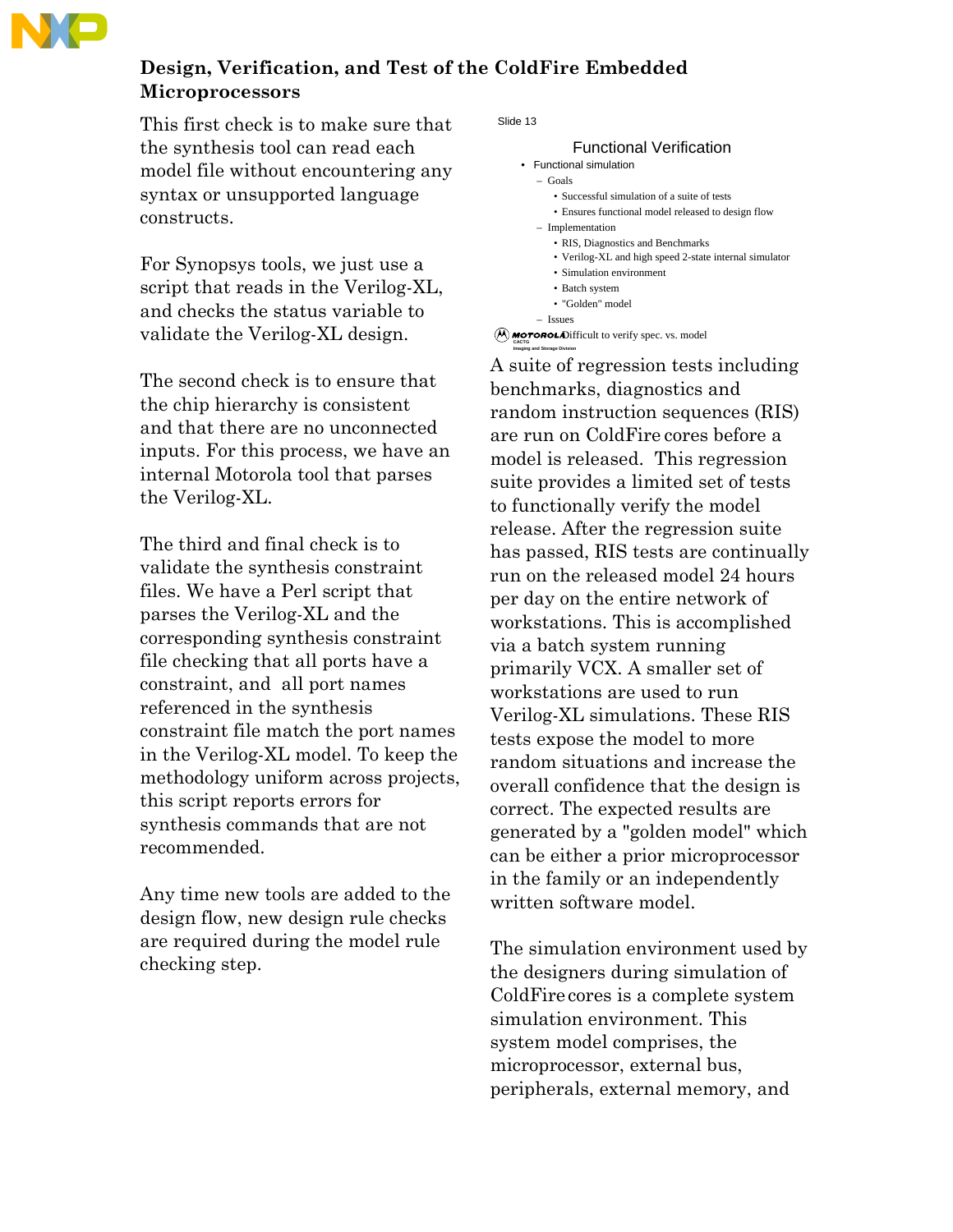This first check is to make sure that the synthesis tool can read each model file without encountering any syntax or unsupported language constructs.

For Synopsys tools, we just use a script that reads in the Verilog-XL, and checks the status variable to validate the Verilog-XL design.

The second check is to ensure that the chip hierarchy is consistent and that there are no unconnected inputs. For this process, we have an internal Motorola tool that parses the Verilog-XL.

The third and final check is to validate the synthesis constraint files. We have a Perl script that parses the Verilog-XL and the corresponding synthesis constraint file checking that all ports have a constraint, and all port names referenced in the synthesis constraint file match the port names in the Verilog-XL model. To keep the methodology uniform across projects, this script reports errors for synthesis commands that are not recommended.

Any time new tools are added to the design flow, new design rule checks are required during the model rule checking step.

Slide 13

### Functional Verification

- Functional simulation
  - Goals
    - Successful simulation of a suite of tests
    - Ensures functional model released to design flow
  - Implementation
    - RIS, Diagnostics and Benchmarks
    - Verilog-XL and high speed 2-state internal simulator
    - Simulation environment
    - Batch system
    - "Golden" model
  - Issues
    - Difficult to verify spec. vs. model

A suite of regression tests including benchmarks, diagnostics and random instruction sequences (RIS) are run on ColdFire cores before a model is released. This regression suite provides a limited set of tests to functionally verify the model release. After the regression suite has passed, RIS tests are continually run on the released model 24 hours per day on the entire network of workstations. This is accomplished via a batch system running primarily VCX. A smaller set of workstations are used to run Verilog-XL simulations. These RIS tests expose the model to more random situations and increase the overall confidence that the design is correct. The expected results are generated by a "golden model" which can be either a prior microprocessor in the family or an independently written software model.

The simulation environment used by the designers during simulation of ColdFire cores is a complete system simulation environment. This system model comprises, the microprocessor, external bus, peripherals, external memory, and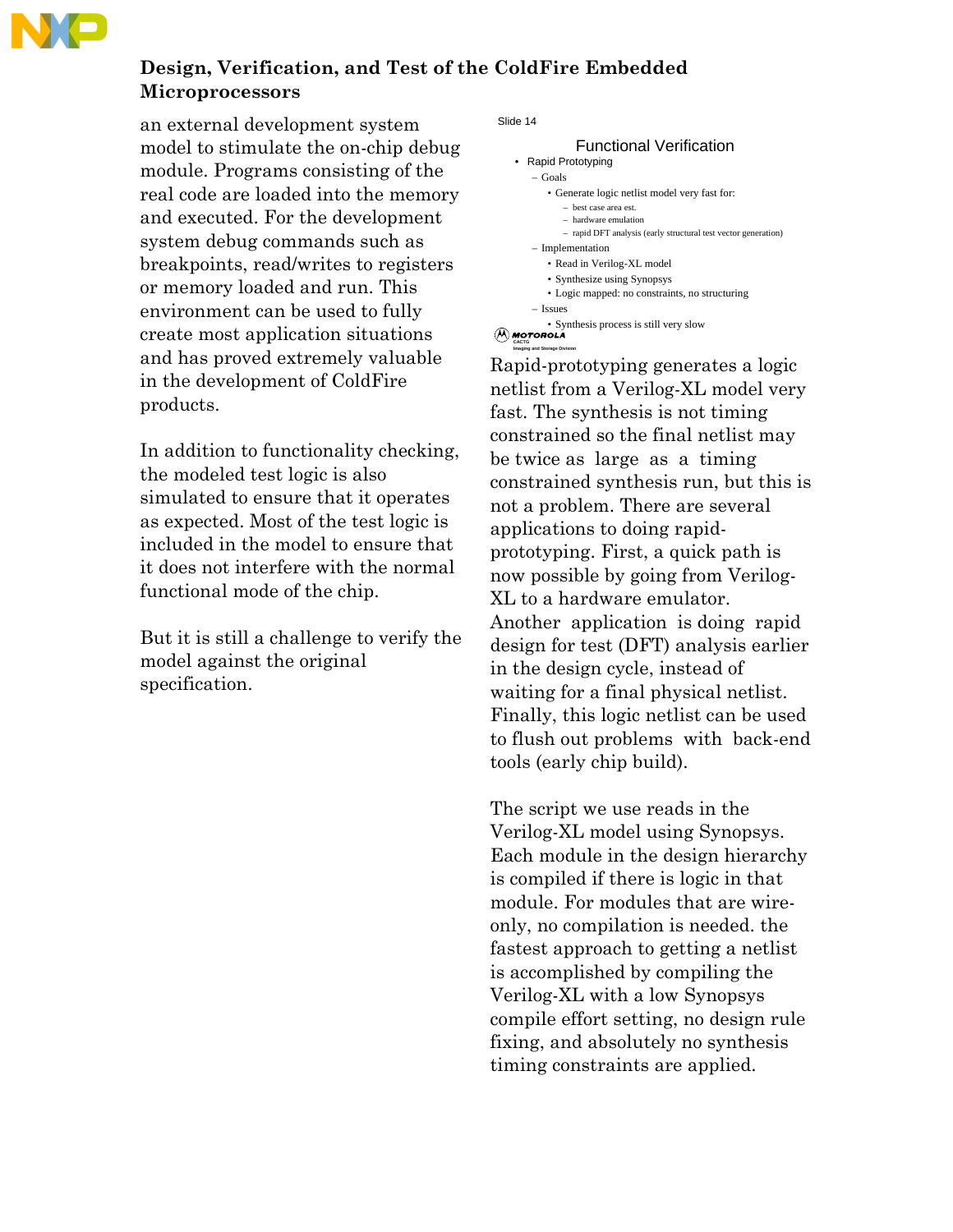an external development system model to stimulate the on-chip debug module. Programs consisting of the real code are loaded into the memory and executed. For the development system debug commands such as breakpoints, read/writes to registers or memory loaded and run. This environment can be used to fully create most application situations and has proved extremely valuable in the development of ColdFire products.

In addition to functionality checking, the modeled test logic is also simulated to ensure that it operates as expected. Most of the test logic is included in the model to ensure that it does not interfere with the normal functional mode of the chip.

But it is still a challenge to verify the model against the original specification.

Slide 14

### Functional Verification

- Rapid Prototyping
  - Goals
    - Generate logic netlist model very fast for:
      - best case area est.
      - hardware emulation
      - rapid DFT analysis (early structural test vector generation)
  - Implementation
    - Read in Verilog-XL model
    - Synthesize using Synopsys
    - Logic mapped: no constraints, no structuring
  - Issues
    - Synthesis process is still very slow

MOTOROLA CACTG Imaging and Storage Division

Rapid-prototyping generates a logic netlist from a Verilog-XL model very fast. The synthesis is not timing constrained so the final netlist may be twice as large as a timing constrained synthesis run, but this is not a problem. There are several applications to doing rapid-prototyping. First, a quick path is now possible by going from Verilog-XL to a hardware emulator. Another application is doing rapid design for test (DFT) analysis earlier in the design cycle, instead of waiting for a final physical netlist. Finally, this logic netlist can be used to flush out problems with back-end tools (early chip build).

The script we use reads in the Verilog-XL model using Synopsys. Each module in the design hierarchy is compiled if there is logic in that module. For modules that are wire-only, no compilation is needed. the fastest approach to getting a netlist is accomplished by compiling the Verilog-XL with a low Synopsys compile effort setting, no design rule fixing, and absolutely no synthesis timing constraints are applied.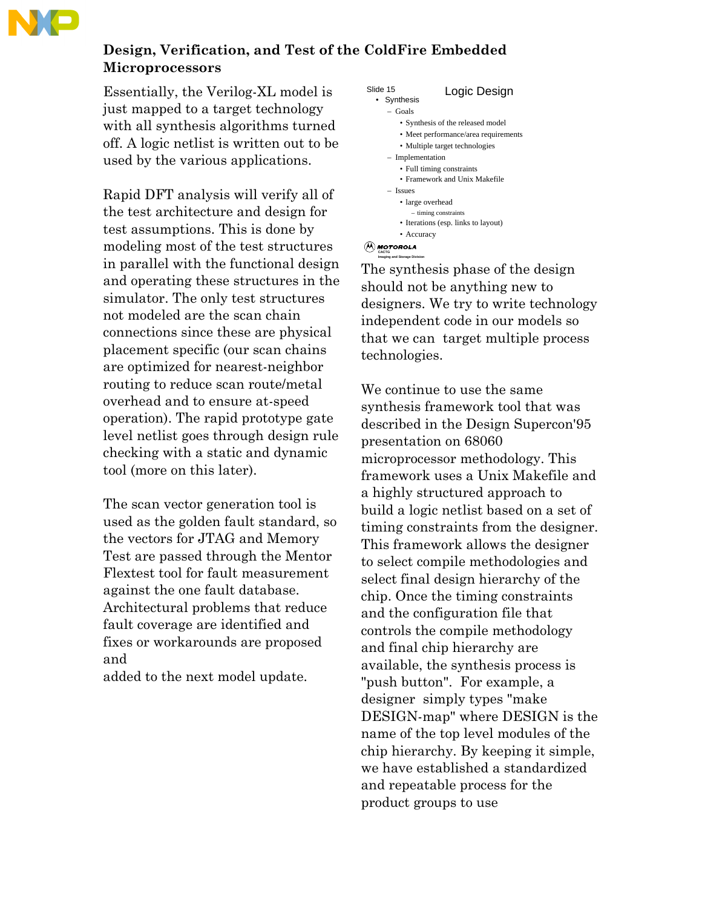## Design, Verification, and Test of the ColdFire Embedded Microprocessors

Essentially, the Verilog-XL model is just mapped to a target technology with all synthesis algorithms turned off. A logic netlist is written out to be used by the various applications.

Rapid DFT analysis will verify all of the test architecture and design for test assumptions. This is done by modeling most of the test structures in parallel with the functional design and operating these structures in the simulator. The only test structures not modeled are the scan chain connections since these are physical placement specific (our scan chains are optimized for nearest-neighbor routing to reduce scan route/metal overhead and to ensure at-speed operation). The rapid prototype gate level netlist goes through design rule checking with a static and dynamic tool (more on this later).

The scan vector generation tool is used as the golden fault standard, so the vectors for JTAG and Memory Test are passed through the Mentor Flextest tool for fault measurement against the one fault database. Architectural problems that reduce fault coverage are identified and fixes or workarounds are proposed and
added to the next model update.

Slide 15 — Logic Design

- Synthesis
  - Goals
    - Synthesis of the released model
    - Meet performance/area requirements
    - Multiple target technologies
  - Implementation
    - Full timing constraints
    - Framework and Unix Makefile
  - Issues
    - large overhead
      - timing constraints
    - Iterations (esp. links to layout)
    - Accuracy

MOTOROLA CACTG Imaging and Storage Division

The synthesis phase of the design should not be anything new to designers. We try to write technology independent code in our models so that we can target multiple process technologies.

We continue to use the same synthesis framework tool that was described in the Design Supercon'95 presentation on 68060 microprocessor methodology. This framework uses a Unix Makefile and a highly structured approach to build a logic netlist based on a set of timing constraints from the designer. This framework allows the designer to select compile methodologies and select final design hierarchy of the chip. Once the timing constraints and the configuration file that controls the compile methodology and final chip hierarchy are available, the synthesis process is "push button". For example, a designer simply types "make DESIGN-map" where DESIGN is the name of the top level modules of the chip hierarchy. By keeping it simple, we have established a standardized and repeatable process for the product groups to use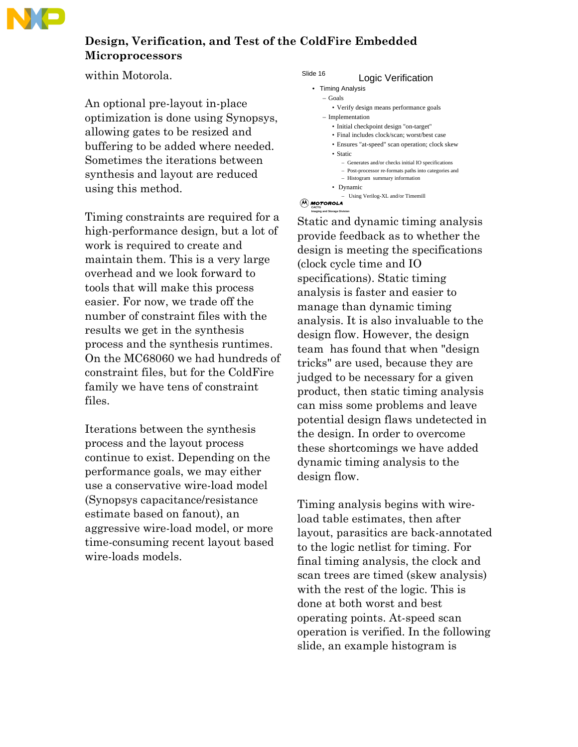within Motorola.

An optional pre-layout in-place optimization is done using Synopsys, allowing gates to be resized and buffering to be added where needed. Sometimes the iterations between synthesis and layout are reduced using this method.

Timing constraints are required for a high-performance design, but a lot of work is required to create and maintain them. This is a very large overhead and we look forward to tools that will make this process easier. For now, we trade off the number of constraint files with the results we get in the synthesis process and the synthesis runtimes. On the MC68060 we had hundreds of constraint files, but for the ColdFire family we have tens of constraint files.

Iterations between the synthesis process and the layout process continue to exist. Depending on the performance goals, we may either use a conservative wire-load model (Synopsys capacitance/resistance estimate based on fanout), an aggressive wire-load model, or more time-consuming recent layout based wire-loads models.

Slide 16

**Logic Verification**

- Timing Analysis
  - Goals
    - Verify design means performance goals
  - Implementation
    - Initial checkpoint design "on-target"
    - Final includes clock/scan; worst/best case
    - Ensures "at-speed" scan operation; clock skew
    - Static
      - Generates and/or checks initial IO specifications
      - Post-processor re-formats paths into categories and
      - Histogram summary information
    - Dynamic
      - Using Verilog-XL and/or Timemill

MOTOROLA CACTG Imaging and Storage Division

Static and dynamic timing analysis provide feedback as to whether the design is meeting the specifications (clock cycle time and IO specifications). Static timing analysis is faster and easier to manage than dynamic timing analysis. It is also invaluable to the design flow. However, the design team has found that when "design tricks" are used, because they are judged to be necessary for a given product, then static timing analysis can miss some problems and leave potential design flaws undetected in the design. In order to overcome these shortcomings we have added dynamic timing analysis to the design flow.

Timing analysis begins with wire-load table estimates, then after layout, parasitics are back-annotated to the logic netlist for timing. For final timing analysis, the clock and scan trees are timed (skew analysis) with the rest of the logic. This is done at both worst and best operating points. At-speed scan operation is verified. In the following slide, an example histogram is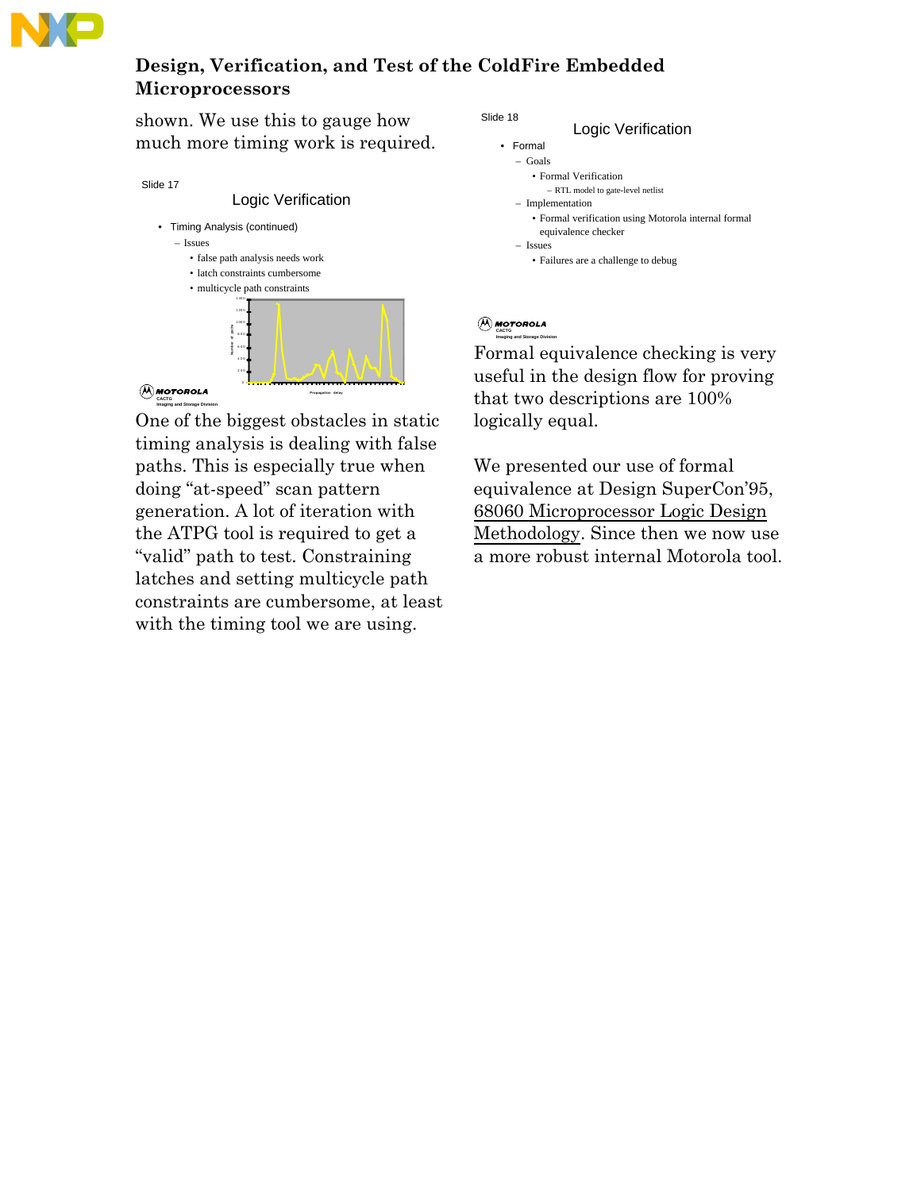shown. We use this to gauge how much more timing work is required.

Slide 17

### Logic Verification

- Timing Analysis (continued)
  - Issues
    - false path analysis needs work
    - latch constraints cumbersome
    - multicycle path constraints

One of the biggest obstacles in static timing analysis is dealing with false paths. This is especially true when doing "at-speed" scan pattern generation. A lot of iteration with the ATPG tool is required to get a "valid" path to test. Constraining latches and setting multicycle path constraints are cumbersome, at least with the timing tool we are using.

Slide 18

### Logic Verification

- Formal
  - Goals
    - Formal Verification
      - RTL model to gate-level netlist
  - Implementation
    - Formal verification using Motorola internal formal equivalence checker
  - Issues
    - Failures are a challenge to debug

Formal equivalence checking is very useful in the design flow for proving that two descriptions are 100% logically equal.

We presented our use of formal equivalence at Design SuperCon'95, 68060 Microprocessor Logic Design Methodology. Since then we now use a more robust internal Motorola tool.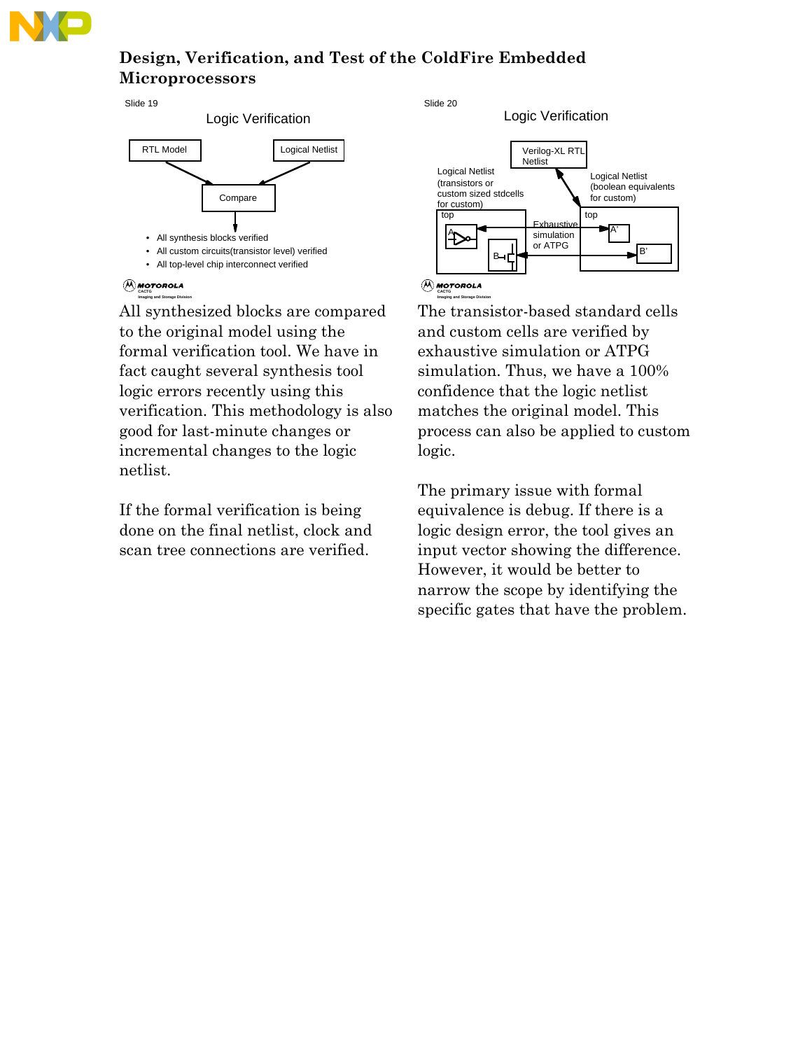Slide 19

## Logic Verification

RTL Model → Compare ← Logical Netlist

- All synthesis blocks verified
- All custom circuits(transistor level) verified
- All top-level chip interconnect verified

All synthesized blocks are compared to the original model using the formal verification tool. We have in fact caught several synthesis tool logic errors recently using this verification. This methodology is also good for last-minute changes or incremental changes to the logic netlist.

If the formal verification is being done on the final netlist, clock and scan tree connections are verified.

Slide 20

## Logic Verification

Verilog-XL RTL Netlist

Logical Netlist (transistors or custom sized stdcells for custom)

Logical Netlist (boolean equivalents for custom)

top

top

Exhaustive simulation or ATPG

A

B

A'

B'

The transistor-based standard cells and custom cells are verified by exhaustive simulation or ATPG simulation. Thus, we have a 100% confidence that the logic netlist matches the original model. This process can also be applied to custom logic.

The primary issue with formal equivalence is debug. If there is a logic design error, the tool gives an input vector showing the difference. However, it would be better to narrow the scope by identifying the specific gates that have the problem.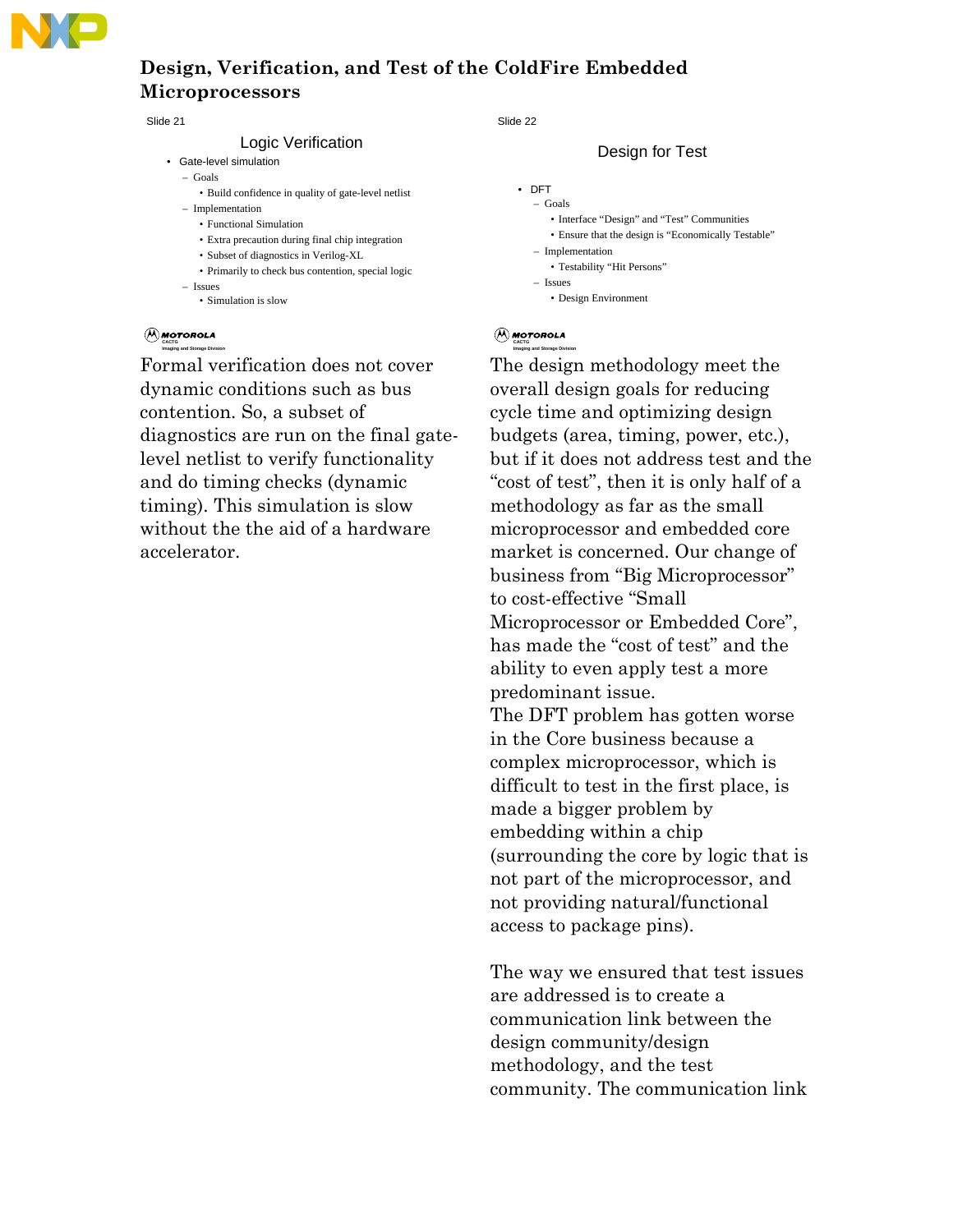Slide 21

### Logic Verification

- Gate-level simulation
  - Goals
    - Build confidence in quality of gate-level netlist
  - Implementation
    - Functional Simulation
    - Extra precaution during final chip integration
    - Subset of diagnostics in Verilog-XL
    - Primarily to check bus contention, special logic
  - Issues
    - Simulation is slow

MOTOROLA
CACTG
Imaging and Storage Division

Formal verification does not cover dynamic conditions such as bus contention. So, a subset of diagnostics are run on the final gate-level netlist to verify functionality and do timing checks (dynamic timing). This simulation is slow without the the aid of a hardware accelerator.

Slide 22

### Design for Test

- DFT
  - Goals
    - Interface "Design" and "Test" Communities
    - Ensure that the design is "Economically Testable"
  - Implementation
    - Testability "Hit Persons"
  - Issues
    - Design Environment

MOTOROLA
CACTG
Imaging and Storage Division

The design methodology meet the overall design goals for reducing cycle time and optimizing design budgets (area, timing, power, etc.), but if it does not address test and the "cost of test", then it is only half of a methodology as far as the small microprocessor and embedded core market is concerned. Our change of business from "Big Microprocessor" to cost-effective "Small Microprocessor or Embedded Core", has made the "cost of test" and the ability to even apply test a more predominant issue.
The DFT problem has gotten worse in the Core business because a complex microprocessor, which is difficult to test in the first place, is made a bigger problem by embedding within a chip (surrounding the core by logic that is not part of the microprocessor, and not providing natural/functional access to package pins).

The way we ensured that test issues are addressed is to create a communication link between the design community/design methodology, and the test community. The communication link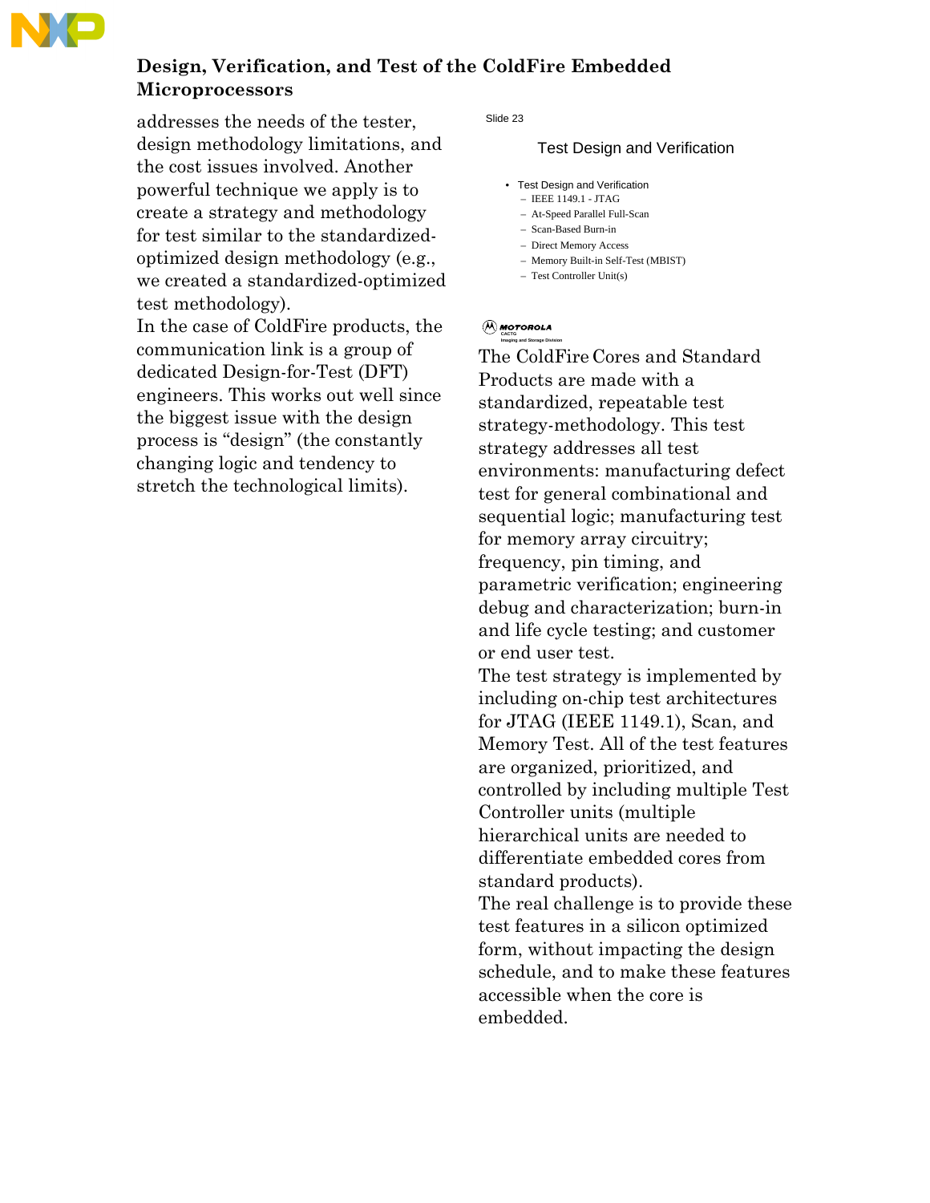addresses the needs of the tester, design methodology limitations, and the cost issues involved. Another powerful technique we apply is to create a strategy and methodology for test similar to the standardized-optimized design methodology (e.g., we created a standardized-optimized test methodology).

In the case of ColdFire products, the communication link is a group of dedicated Design-for-Test (DFT) engineers. This works out well since the biggest issue with the design process is “design” (the constantly changing logic and tendency to stretch the technological limits).

Slide 23

### Test Design and Verification

- Test Design and Verification
  - IEEE 1149.1 - JTAG
  - At-Speed Parallel Full-Scan
  - Scan-Based Burn-in
  - Direct Memory Access
  - Memory Built-in Self-Test (MBIST)
  - Test Controller Unit(s)

MOTOROLA
CACTG
Imaging and Storage Division

The ColdFire Cores and Standard Products are made with a standardized, repeatable test strategy-methodology. This test strategy addresses all test environments: manufacturing defect test for general combinational and sequential logic; manufacturing test for memory array circuitry; frequency, pin timing, and parametric verification; engineering debug and characterization; burn-in and life cycle testing; and customer or end user test.

The test strategy is implemented by including on-chip test architectures for JTAG (IEEE 1149.1), Scan, and Memory Test. All of the test features are organized, prioritized, and controlled by including multiple Test Controller units (multiple hierarchical units are needed to differentiate embedded cores from standard products).

The real challenge is to provide these test features in a silicon optimized form, without impacting the design schedule, and to make these features accessible when the core is embedded.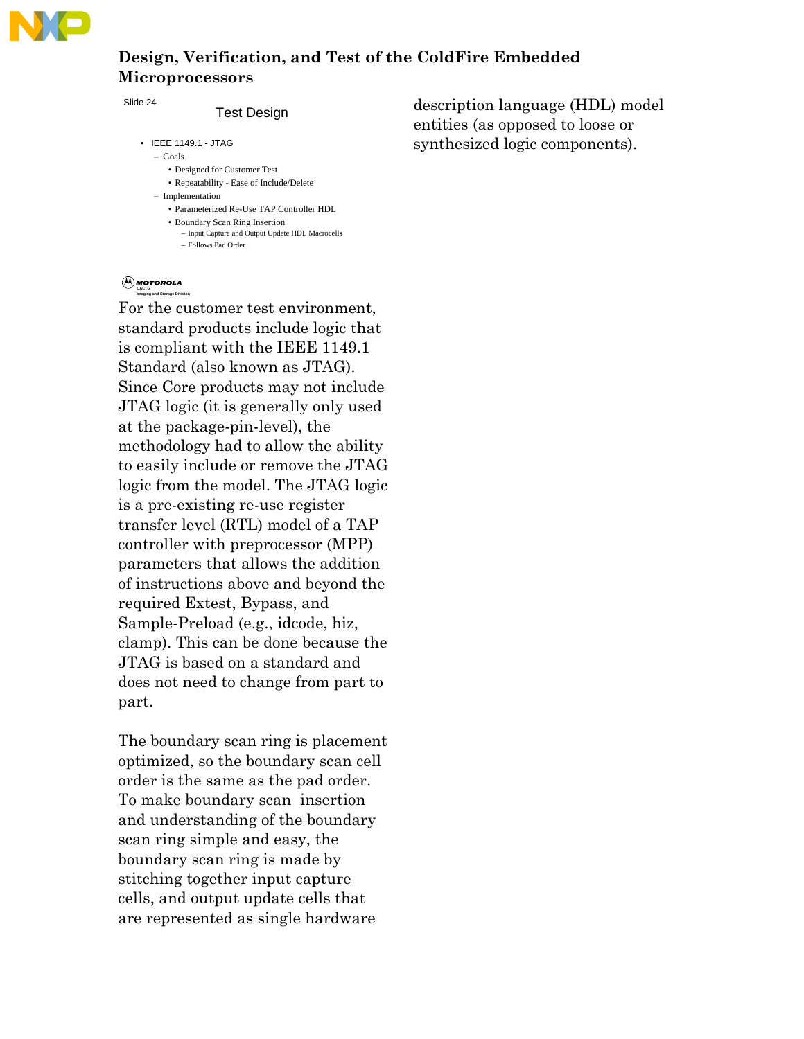Slide 24

### Test Design

- IEEE 1149.1 - JTAG
  - Goals
    - Designed for Customer Test
    - Repeatability - Ease of Include/Delete
  - Implementation
    - Parameterized Re-Use TAP Controller HDL
    - Boundary Scan Ring Insertion
      - Input Capture and Output Update HDL Macrocells
      - Follows Pad Order

MOTOROLA
CACTG
Imaging and Storage Division

For the customer test environment, standard products include logic that is compliant with the IEEE 1149.1 Standard (also known as JTAG). Since Core products may not include JTAG logic (it is generally only used at the package-pin-level), the methodology had to allow the ability to easily include or remove the JTAG logic from the model. The JTAG logic is a pre-existing re-use register transfer level (RTL) model of a TAP controller with preprocessor (MPP) parameters that allows the addition of instructions above and beyond the required Extest, Bypass, and Sample-Preload (e.g., idcode, hiz, clamp). This can be done because the JTAG is based on a standard and does not need to change from part to part.

The boundary scan ring is placement optimized, so the boundary scan cell order is the same as the pad order. To make boundary scan insertion and understanding of the boundary scan ring simple and easy, the boundary scan ring is made by stitching together input capture cells, and output update cells that are represented as single hardware description language (HDL) model entities (as opposed to loose or synthesized logic components).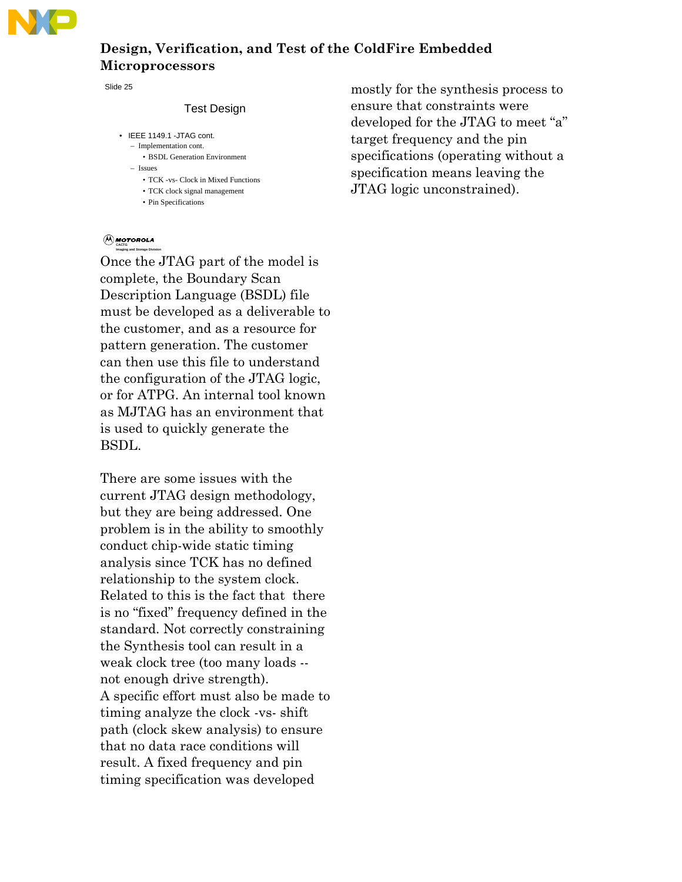Slide 25

Test Design

- IEEE 1149.1 -JTAG cont.
  - Implementation cont.
    - BSDL Generation Environment
  - Issues
    - TCK -vs- Clock in Mixed Functions
    - TCK clock signal management
    - Pin Specifications

MOTOROLA
CACTG
Imaging and Storage Division

Once the JTAG part of the model is complete, the Boundary Scan Description Language (BSDL) file must be developed as a deliverable to the customer, and as a resource for pattern generation. The customer can then use this file to understand the configuration of the JTAG logic, or for ATPG. An internal tool known as MJTAG has an environment that is used to quickly generate the BSDL.

There are some issues with the current JTAG design methodology, but they are being addressed. One problem is in the ability to smoothly conduct chip-wide static timing analysis since TCK has no defined relationship to the system clock. Related to this is the fact that there is no "fixed" frequency defined in the standard. Not correctly constraining the Synthesis tool can result in a weak clock tree (too many loads -- not enough drive strength). A specific effort must also be made to timing analyze the clock -vs- shift path (clock skew analysis) to ensure that no data race conditions will result. A fixed frequency and pin timing specification was developed mostly for the synthesis process to ensure that constraints were developed for the JTAG to meet "a" target frequency and the pin specifications (operating without a specification means leaving the JTAG logic unconstrained).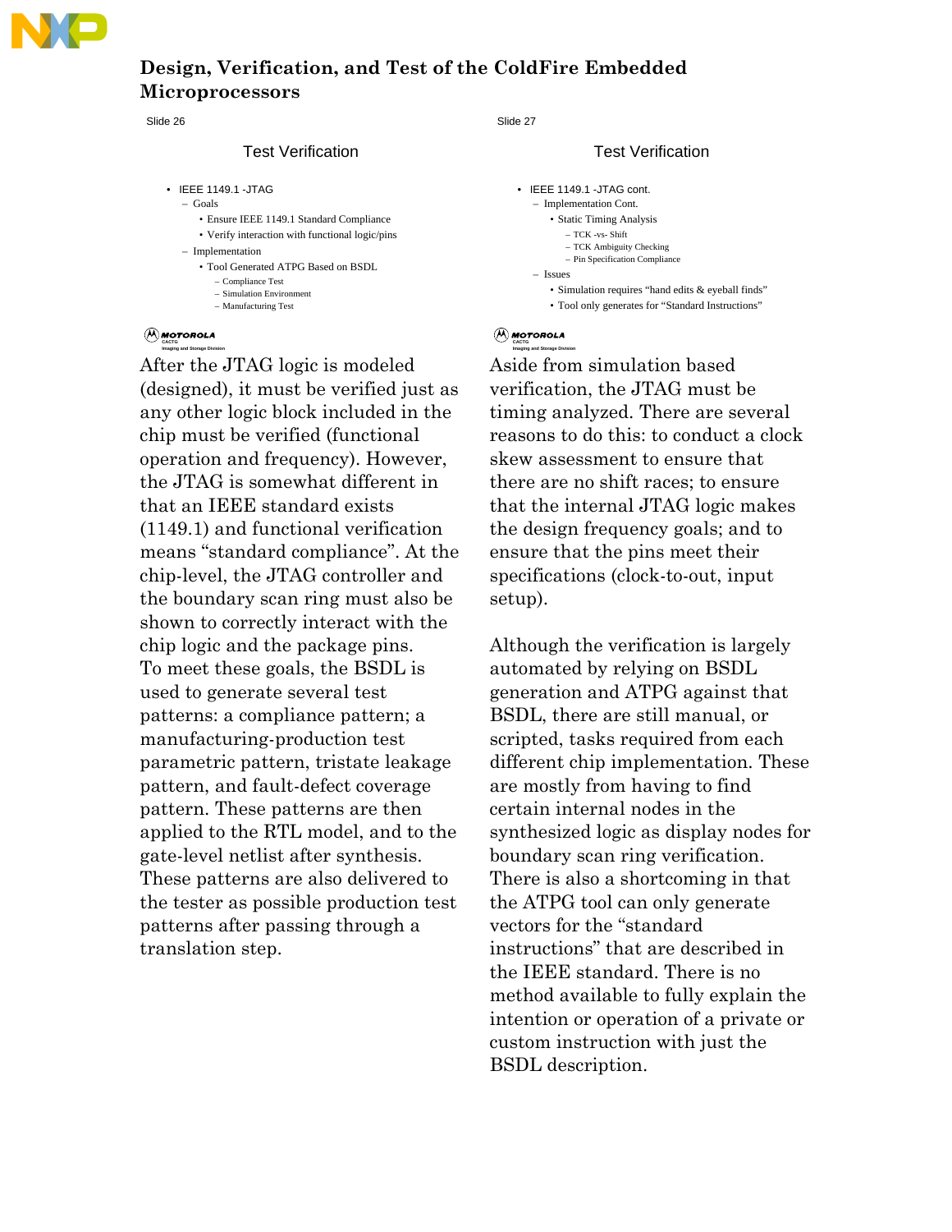Slide 26

### Test Verification

- IEEE 1149.1 -JTAG
  - Goals
    - Ensure IEEE 1149.1 Standard Compliance
    - Verify interaction with functional logic/pins
  - Implementation
    - Tool Generated ATPG Based on BSDL
      - Compliance Test
      - Simulation Environment
      - Manufacturing Test

MOTOROLA
CACTG
Imaging and Storage Division

After the JTAG logic is modeled (designed), it must be verified just as any other logic block included in the chip must be verified (functional operation and frequency). However, the JTAG is somewhat different in that an IEEE standard exists (1149.1) and functional verification means "standard compliance". At the chip-level, the JTAG controller and the boundary scan ring must also be shown to correctly interact with the chip logic and the package pins. To meet these goals, the BSDL is used to generate several test patterns: a compliance pattern; a manufacturing-production test parametric pattern, tristate leakage pattern, and fault-defect coverage pattern. These patterns are then applied to the RTL model, and to the gate-level netlist after synthesis. These patterns are also delivered to the tester as possible production test patterns after passing through a translation step.

Slide 27

### Test Verification

- IEEE 1149.1 -JTAG cont.
  - Implementation Cont.
    - Static Timing Analysis
      - TCK -vs- Shift
      - TCK Ambiguity Checking
      - Pin Specification Compliance
  - Issues
    - Simulation requires "hand edits & eyeball finds"
    - Tool only generates for "Standard Instructions"

MOTOROLA
CACTG
Imaging and Storage Division

Aside from simulation based verification, the JTAG must be timing analyzed. There are several reasons to do this: to conduct a clock skew assessment to ensure that there are no shift races; to ensure that the internal JTAG logic makes the design frequency goals; and to ensure that the pins meet their specifications (clock-to-out, input setup).

Although the verification is largely automated by relying on BSDL generation and ATPG against that BSDL, there are still manual, or scripted, tasks required from each different chip implementation. These are mostly from having to find certain internal nodes in the synthesized logic as display nodes for boundary scan ring verification. There is also a shortcoming in that the ATPG tool can only generate vectors for the "standard instructions" that are described in the IEEE standard. There is no method available to fully explain the intention or operation of a private or custom instruction with just the BSDL description.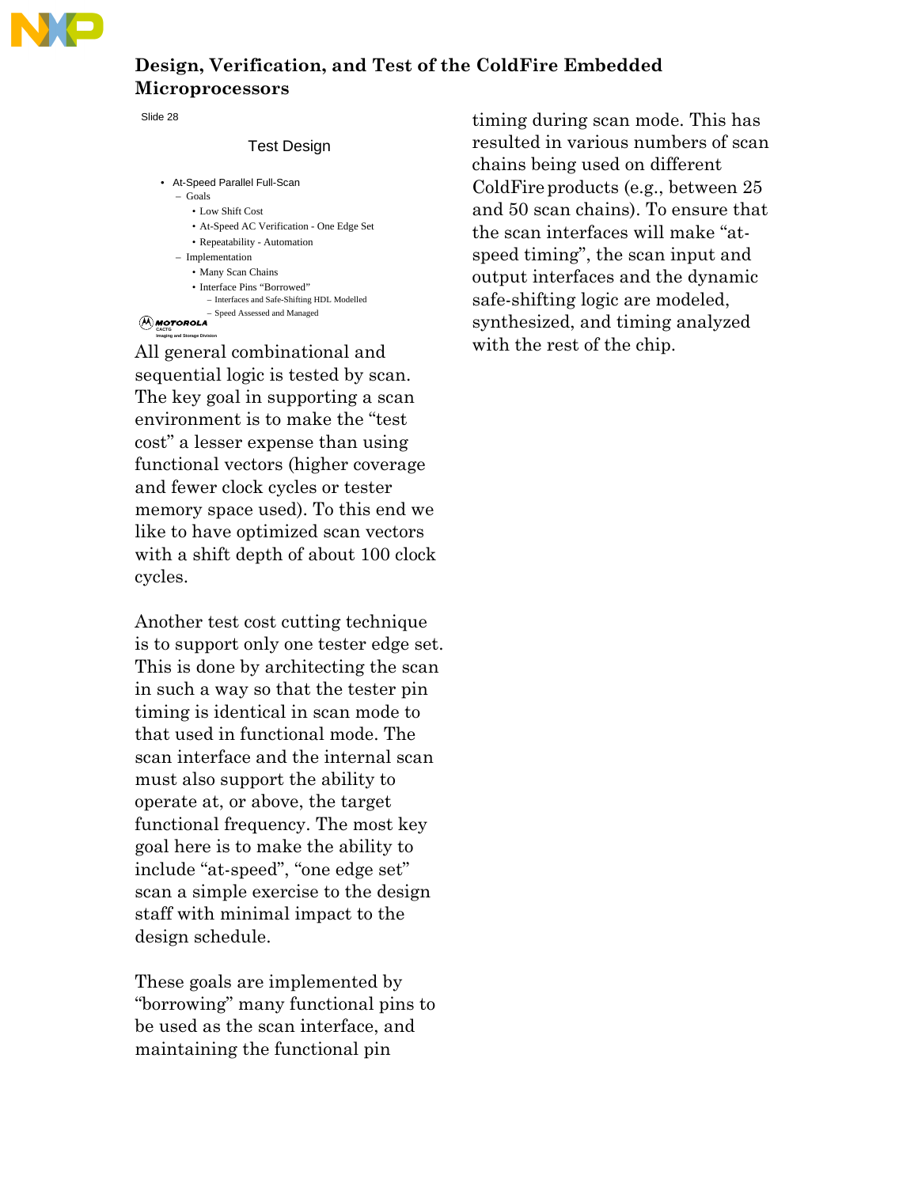Slide 28

### Test Design

- At-Speed Parallel Full-Scan
  - Goals
    - Low Shift Cost
    - At-Speed AC Verification - One Edge Set
    - Repeatability - Automation
  - Implementation
    - Many Scan Chains
    - Interface Pins "Borrowed"
      - Interfaces and Safe-Shifting HDL Modelled
      - Speed Assessed and Managed

MOTOROLA
CACTG
Imaging and Storage Division

All general combinational and sequential logic is tested by scan. The key goal in supporting a scan environment is to make the "test cost" a lesser expense than using functional vectors (higher coverage and fewer clock cycles or tester memory space used). To this end we like to have optimized scan vectors with a shift depth of about 100 clock cycles.

Another test cost cutting technique is to support only one tester edge set. This is done by architecting the scan in such a way so that the tester pin timing is identical in scan mode to that used in functional mode. The scan interface and the internal scan must also support the ability to operate at, or above, the target functional frequency. The most key goal here is to make the ability to include "at-speed", "one edge set" scan a simple exercise to the design staff with minimal impact to the design schedule.

These goals are implemented by "borrowing" many functional pins to be used as the scan interface, and maintaining the functional pin timing during scan mode. This has resulted in various numbers of scan chains being used on different ColdFire products (e.g., between 25 and 50 scan chains). To ensure that the scan interfaces will make "at-speed timing", the scan input and output interfaces and the dynamic safe-shifting logic are modeled, synthesized, and timing analyzed with the rest of the chip.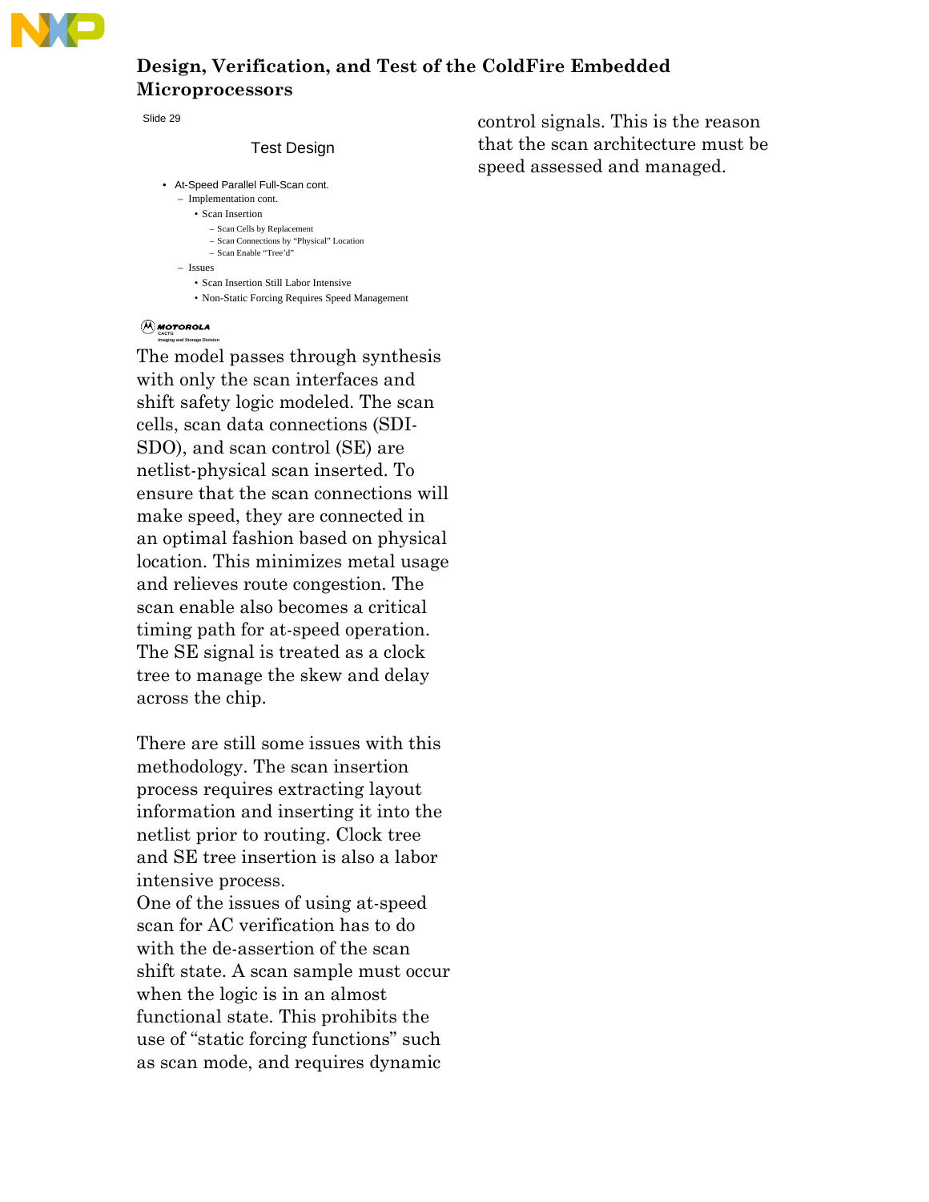Slide 29

Test Design

- At-Speed Parallel Full-Scan cont.
  - Implementation cont.
    - Scan Insertion
      - Scan Cells by Replacement
      - Scan Connections by "Physical" Location
      - Scan Enable "Tree'd"
  - Issues
    - Scan Insertion Still Labor Intensive
    - Non-Static Forcing Requires Speed Management

MOTOROLA
CACTG
Imaging and Storage Division

The model passes through synthesis with only the scan interfaces and shift safety logic modeled. The scan cells, scan data connections (SDI-SDO), and scan control (SE) are netlist-physical scan inserted. To ensure that the scan connections will make speed, they are connected in an optimal fashion based on physical location. This minimizes metal usage and relieves route congestion. The scan enable also becomes a critical timing path for at-speed operation. The SE signal is treated as a clock tree to manage the skew and delay across the chip.

There are still some issues with this methodology. The scan insertion process requires extracting layout information and inserting it into the netlist prior to routing. Clock tree and SE tree insertion is also a labor intensive process.
One of the issues of using at-speed scan for AC verification has to do with the de-assertion of the scan shift state. A scan sample must occur when the logic is in an almost functional state. This prohibits the use of "static forcing functions" such as scan mode, and requires dynamic control signals. This is the reason that the scan architecture must be speed assessed and managed.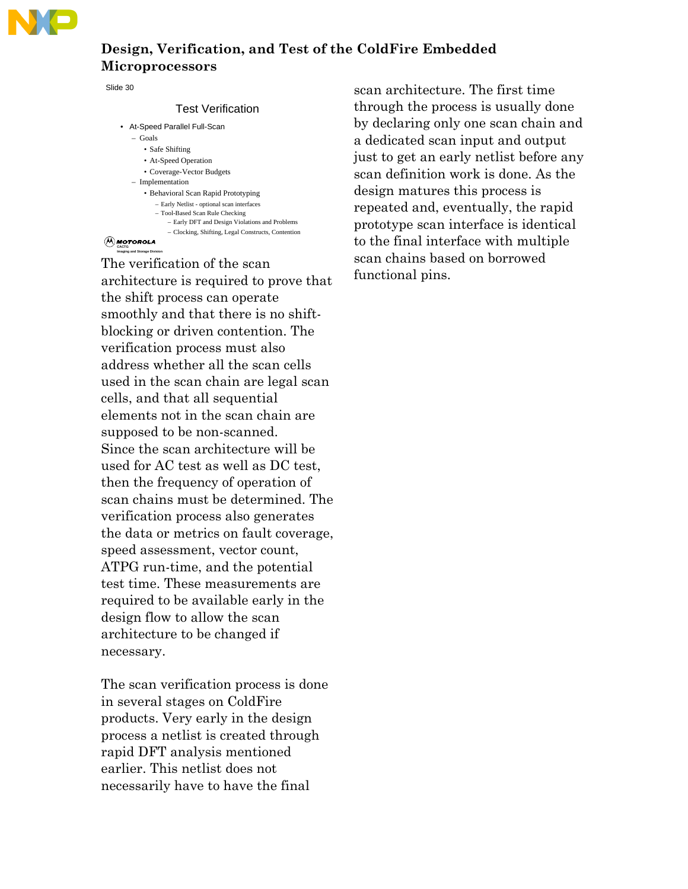# Design, Verification, and Test of the ColdFire Embedded Microprocessors

Slide 30

### Test Verification

- At-Speed Parallel Full-Scan
  - Goals
    - Safe Shifting
    - At-Speed Operation
    - Coverage-Vector Budgets
  - Implementation
    - Behavioral Scan Rapid Prototyping
      - Early Netlist - optional scan interfaces
      - Tool-Based Scan Rule Checking
        - Early DFT and Design Violations and Problems
        - Clocking, Shifting, Legal Constructs, Contention

MOTOROLA
CACTG
Imaging and Storage Division

The verification of the scan architecture is required to prove that the shift process can operate smoothly and that there is no shift-blocking or driven contention. The verification process must also address whether all the scan cells used in the scan chain are legal scan cells, and that all sequential elements not in the scan chain are supposed to be non-scanned. Since the scan architecture will be used for AC test as well as DC test, then the frequency of operation of scan chains must be determined. The verification process also generates the data or metrics on fault coverage, speed assessment, vector count, ATPG run-time, and the potential test time. These measurements are required to be available early in the design flow to allow the scan architecture to be changed if necessary.

The scan verification process is done in several stages on ColdFire products. Very early in the design process a netlist is created through rapid DFT analysis mentioned earlier. This netlist does not necessarily have to have the final scan architecture. The first time through the process is usually done by declaring only one scan chain and a dedicated scan input and output just to get an early netlist before any scan definition work is done. As the design matures this process is repeated and, eventually, the rapid prototype scan interface is identical to the final interface with multiple scan chains based on borrowed functional pins.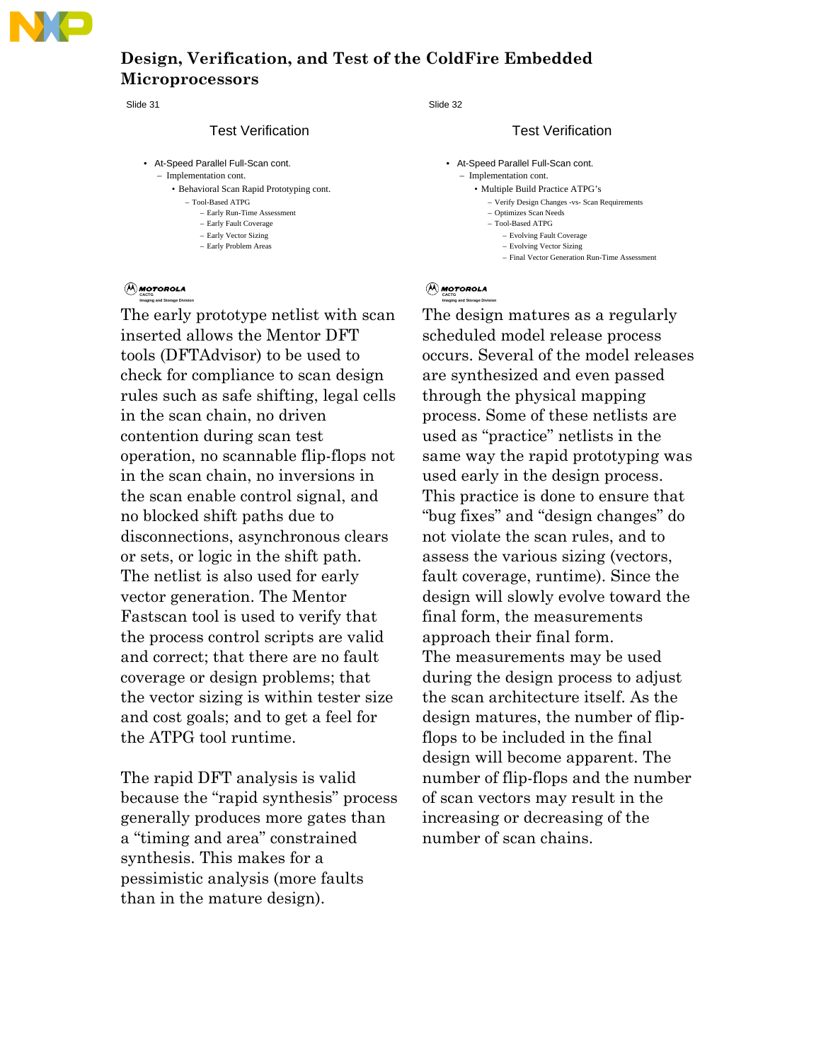Slide 31

### Test Verification

- At-Speed Parallel Full-Scan cont.
  - Implementation cont.
    - Behavioral Scan Rapid Prototyping cont.
      - Tool-Based ATPG
        - Early Run-Time Assessment
        - Early Fault Coverage
        - Early Vector Sizing
        - Early Problem Areas

MOTOROLA
CACTG
Imaging and Storage Division

The early prototype netlist with scan inserted allows the Mentor DFT tools (DFTAdvisor) to be used to check for compliance to scan design rules such as safe shifting, legal cells in the scan chain, no driven contention during scan test operation, no scannable flip-flops not in the scan chain, no inversions in the scan enable control signal, and no blocked shift paths due to disconnections, asynchronous clears or sets, or logic in the shift path. The netlist is also used for early vector generation. The Mentor Fastscan tool is used to verify that the process control scripts are valid and correct; that there are no fault coverage or design problems; that the vector sizing is within tester size and cost goals; and to get a feel for the ATPG tool runtime.

The rapid DFT analysis is valid because the “rapid synthesis” process generally produces more gates than a “timing and area” constrained synthesis. This makes for a pessimistic analysis (more faults than in the mature design).

Slide 32

### Test Verification

- At-Speed Parallel Full-Scan cont.
  - Implementation cont.
    - Multiple Build Practice ATPG’s
      - Verify Design Changes -vs- Scan Requirements
      - Optimizes Scan Needs
      - Tool-Based ATPG
        - Evolving Fault Coverage
        - Evolving Vector Sizing
        - Final Vector Generation Run-Time Assessment

MOTOROLA
CACTG
Imaging and Storage Division

The design matures as a regularly scheduled model release process occurs. Several of the model releases are synthesized and even passed through the physical mapping process. Some of these netlists are used as “practice” netlists in the same way the rapid prototyping was used early in the design process. This practice is done to ensure that “bug fixes” and “design changes” do not violate the scan rules, and to assess the various sizing (vectors, fault coverage, runtime). Since the design will slowly evolve toward the final form, the measurements approach their final form.
The measurements may be used during the design process to adjust the scan architecture itself. As the design matures, the number of flip-flops to be included in the final design will become apparent. The number of flip-flops and the number of scan vectors may result in the increasing or decreasing of the number of scan chains.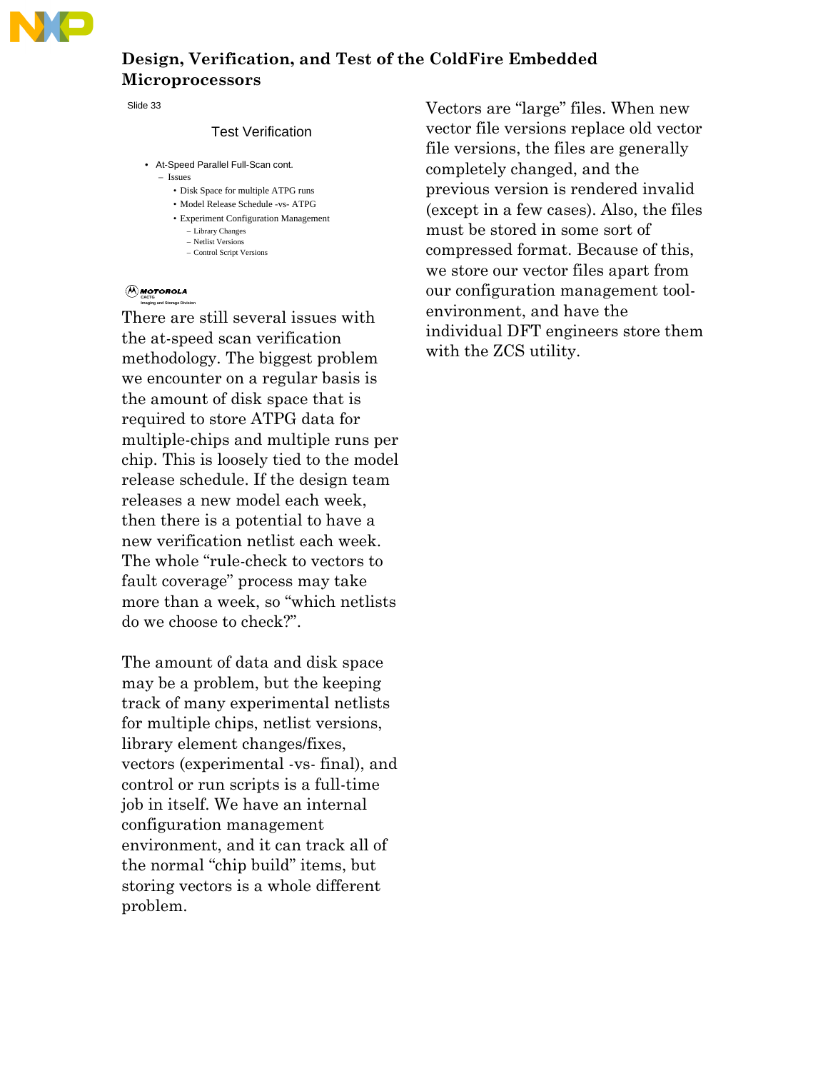Slide 33

### Test Verification

- At-Speed Parallel Full-Scan cont.
  - Issues
    - Disk Space for multiple ATPG runs
    - Model Release Schedule -vs- ATPG
    - Experiment Configuration Management
      - Library Changes
      - Netlist Versions
      - Control Script Versions

MOTOROLA
CACTG
Imaging and Storage Division

There are still several issues with the at-speed scan verification methodology. The biggest problem we encounter on a regular basis is the amount of disk space that is required to store ATPG data for multiple-chips and multiple runs per chip. This is loosely tied to the model release schedule. If the design team releases a new model each week, then there is a potential to have a new verification netlist each week. The whole "rule-check to vectors to fault coverage" process may take more than a week, so "which netlists do we choose to check?".

The amount of data and disk space may be a problem, but the keeping track of many experimental netlists for multiple chips, netlist versions, library element changes/fixes, vectors (experimental -vs- final), and control or run scripts is a full-time job in itself. We have an internal configuration management environment, and it can track all of the normal "chip build" items, but storing vectors is a whole different problem.

Vectors are "large" files. When new vector file versions replace old vector file versions, the files are generally completely changed, and the previous version is rendered invalid (except in a few cases). Also, the files must be stored in some sort of compressed format. Because of this, we store our vector files apart from our configuration management tool-environment, and have the individual DFT engineers store them with the ZCS utility.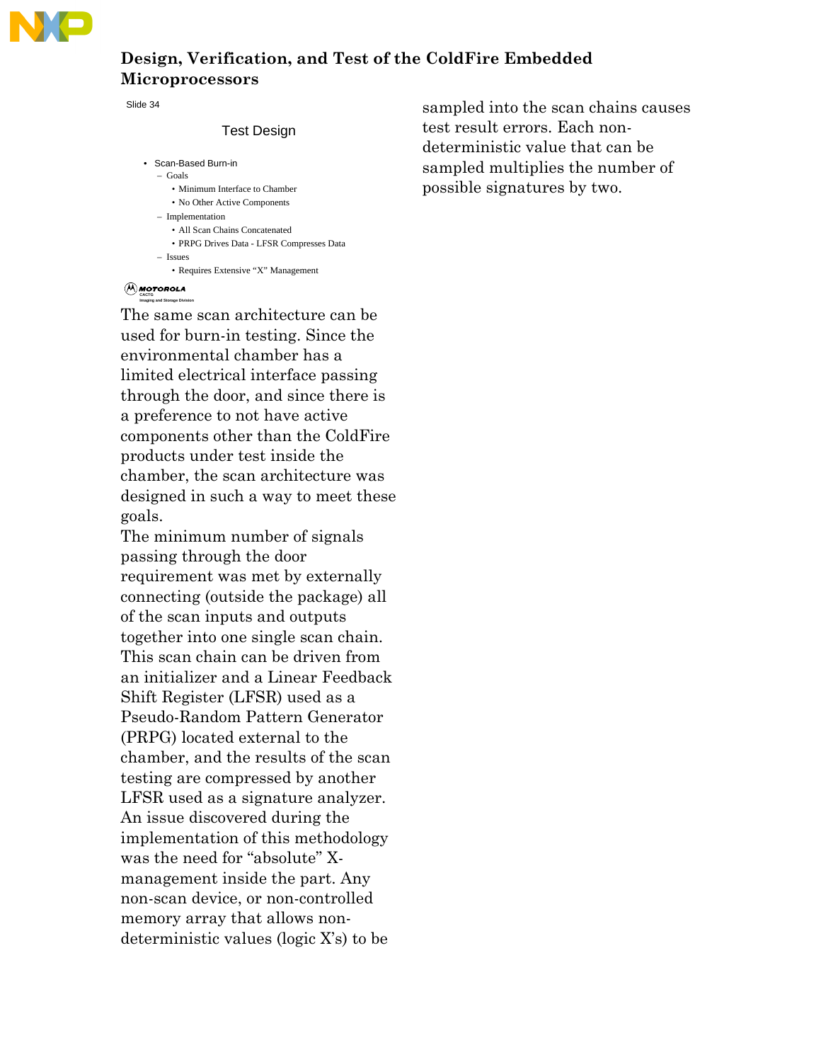Slide 34

Test Design

- Scan-Based Burn-in
  - Goals
    - Minimum Interface to Chamber
    - No Other Active Components
  - Implementation
    - All Scan Chains Concatenated
    - PRPG Drives Data - LFSR Compresses Data
  - Issues
    - Requires Extensive "X" Management

MOTOROLA
CACTG
Imaging and Storage Division

The same scan architecture can be used for burn-in testing. Since the environmental chamber has a limited electrical interface passing through the door, and since there is a preference to not have active components other than the ColdFire products under test inside the chamber, the scan architecture was designed in such a way to meet these goals.

The minimum number of signals passing through the door requirement was met by externally connecting (outside the package) all of the scan inputs and outputs together into one single scan chain. This scan chain can be driven from an initializer and a Linear Feedback Shift Register (LFSR) used as a Pseudo-Random Pattern Generator (PRPG) located external to the chamber, and the results of the scan testing are compressed by another LFSR used as a signature analyzer. An issue discovered during the implementation of this methodology was the need for "absolute" X-management inside the part. Any non-scan device, or non-controlled memory array that allows non-deterministic values (logic X's) to be sampled into the scan chains causes test result errors. Each non-deterministic value that can be sampled multiplies the number of possible signatures by two.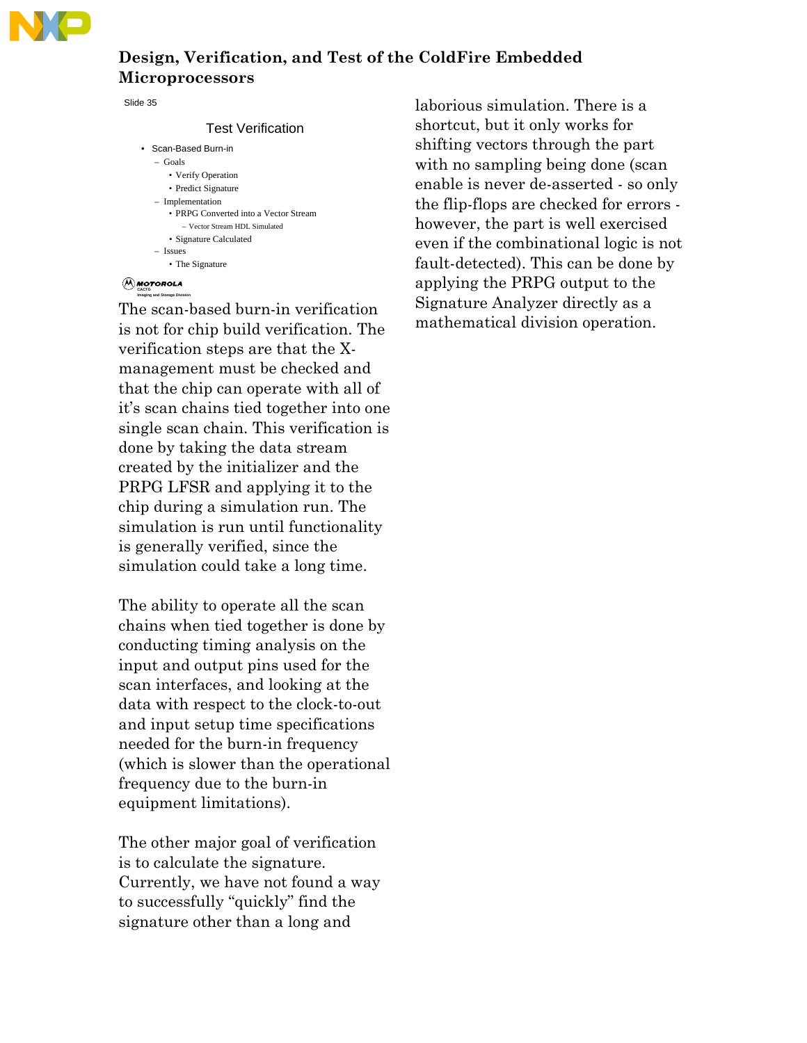Slide 35

### Test Verification

- Scan-Based Burn-in
  - Goals
    - Verify Operation
    - Predict Signature
  - Implementation
    - PRPG Converted into a Vector Stream
      - Vector Stream HDL Simulated
    - Signature Calculated
  - Issues
    - The Signature

MOTOROLA
CACTG
Imaging and Storage Division

The scan-based burn-in verification is not for chip build verification. The verification steps are that the X-management must be checked and that the chip can operate with all of it's scan chains tied together into one single scan chain. This verification is done by taking the data stream created by the initializer and the PRPG LFSR and applying it to the chip during a simulation run. The simulation is run until functionality is generally verified, since the simulation could take a long time.

The ability to operate all the scan chains when tied together is done by conducting timing analysis on the input and output pins used for the scan interfaces, and looking at the data with respect to the clock-to-out and input setup time specifications needed for the burn-in frequency (which is slower than the operational frequency due to the burn-in equipment limitations).

The other major goal of verification is to calculate the signature. Currently, we have not found a way to successfully "quickly" find the signature other than a long and laborious simulation. There is a shortcut, but it only works for shifting vectors through the part with no sampling being done (scan enable is never de-asserted - so only the flip-flops are checked for errors - however, the part is well exercised even if the combinational logic is not fault-detected). This can be done by applying the PRPG output to the Signature Analyzer directly as a mathematical division operation.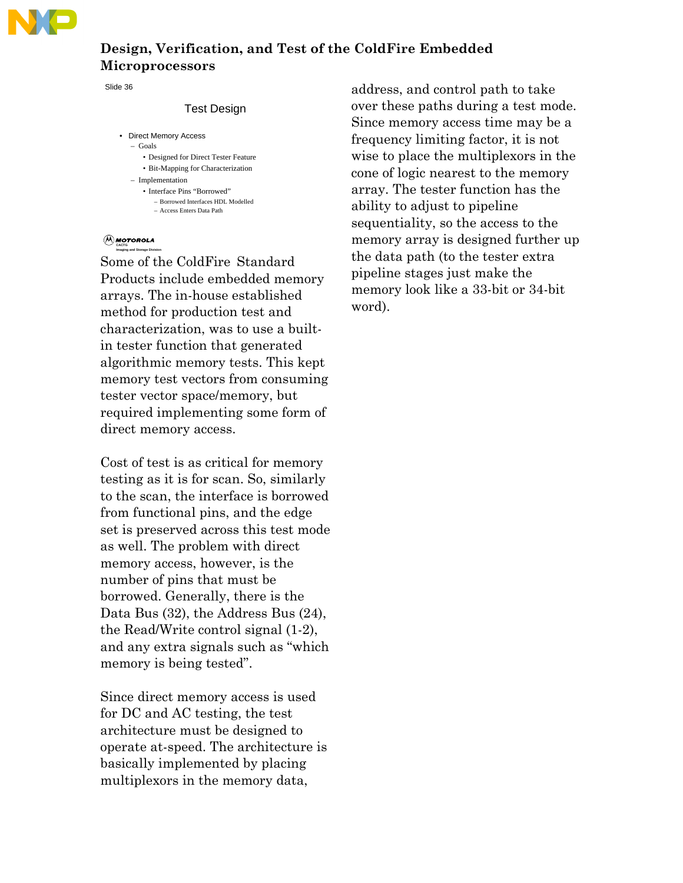Slide 36

Test Design

- Direct Memory Access
  - Goals
    - Designed for Direct Tester Feature
    - Bit-Mapping for Characterization
  - Implementation
    - Interface Pins "Borrowed"
      - Borrowed Interfaces HDL Modelled
      - Access Enters Data Path

MOTOROLA
CACTG
Imaging and Storage Division

Some of the ColdFire Standard Products include embedded memory arrays. The in-house established method for production test and characterization, was to use a built-in tester function that generated algorithmic memory tests. This kept memory test vectors from consuming tester vector space/memory, but required implementing some form of direct memory access.

Cost of test is as critical for memory testing as it is for scan. So, similarly to the scan, the interface is borrowed from functional pins, and the edge set is preserved across this test mode as well. The problem with direct memory access, however, is the number of pins that must be borrowed. Generally, there is the Data Bus (32), the Address Bus (24), the Read/Write control signal (1-2), and any extra signals such as "which memory is being tested".

Since direct memory access is used for DC and AC testing, the test architecture must be designed to operate at-speed. The architecture is basically implemented by placing multiplexors in the memory data, address, and control path to take over these paths during a test mode. Since memory access time may be a frequency limiting factor, it is not wise to place the multiplexors in the cone of logic nearest to the memory array. The tester function has the ability to adjust to pipeline sequentiality, so the access to the memory array is designed further up the data path (to the tester extra pipeline stages just make the memory look like a 33-bit or 34-bit word).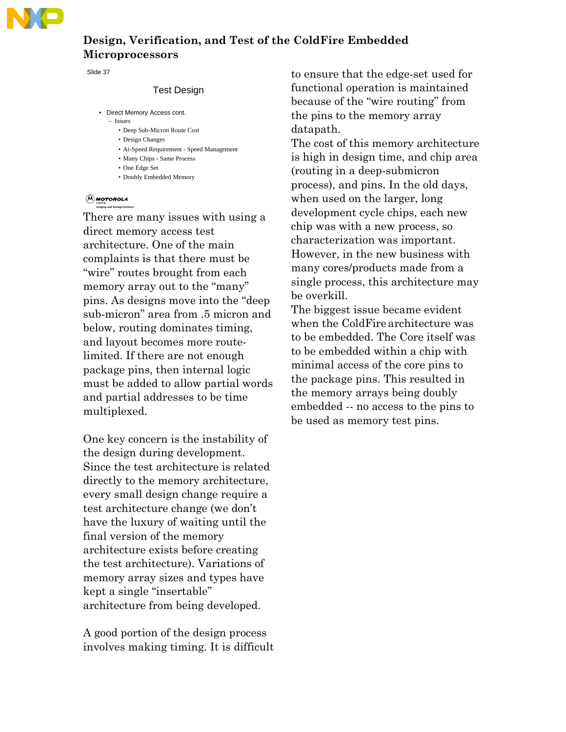Slide 37

Test Design

- Direct Memory Access cont.
  - Issues
    - Deep Sub-Micron Route Cost
    - Design Changes
    - At-Speed Requirement - Speed Management
    - Many Chips - Same Process
    - One Edge Set
    - Doubly Embedded Memory

MOTOROLA
CACTG
Imaging and Storage Division

There are many issues with using a direct memory access test architecture. One of the main complaints is that there must be "wire" routes brought from each memory array out to the "many" pins. As designs move into the "deep sub-micron" area from .5 micron and below, routing dominates timing, and layout becomes more route-limited. If there are not enough package pins, then internal logic must be added to allow partial words and partial addresses to be time multiplexed.

One key concern is the instability of the design during development. Since the test architecture is related directly to the memory architecture, every small design change require a test architecture change (we don't have the luxury of waiting until the final version of the memory architecture exists before creating the test architecture). Variations of memory array sizes and types have kept a single "insertable" architecture from being developed.

A good portion of the design process involves making timing. It is difficult to ensure that the edge-set used for functional operation is maintained because of the "wire routing" from the pins to the memory array datapath.

The cost of this memory architecture is high in design time, and chip area (routing in a deep-submicron process), and pins. In the old days, when used on the larger, long development cycle chips, each new chip was with a new process, so characterization was important. However, in the new business with many cores/products made from a single process, this architecture may be overkill.

The biggest issue became evident when the ColdFire architecture was to be embedded. The Core itself was to be embedded within a chip with minimal access of the core pins to the package pins. This resulted in the memory arrays being doubly embedded -- no access to the pins to be used as memory test pins.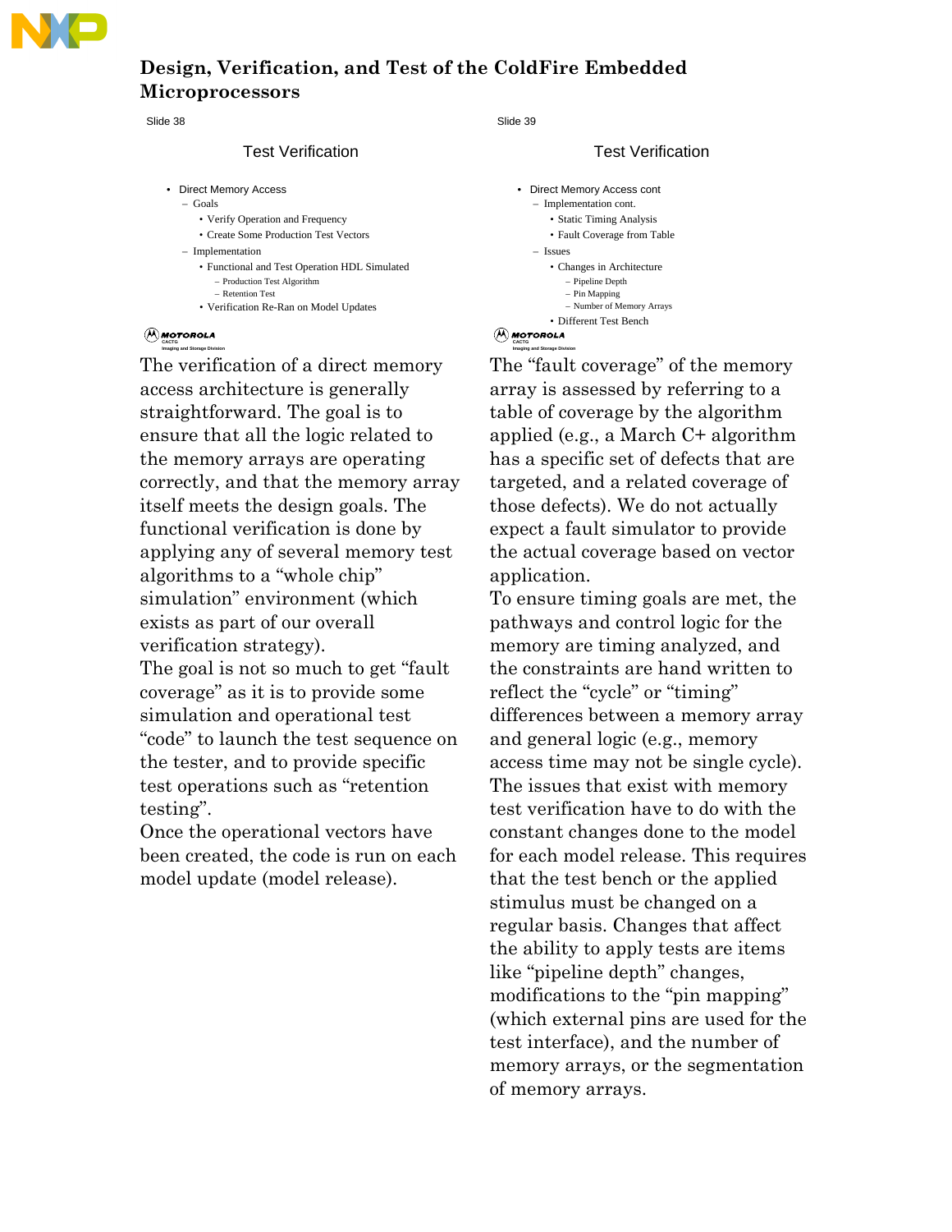Slide 38

### Test Verification

- Direct Memory Access
  - Goals
    - Verify Operation and Frequency
    - Create Some Production Test Vectors
  - Implementation
    - Functional and Test Operation HDL Simulated
      - Production Test Algorithm
      - Retention Test
    - Verification Re-Ran on Model Updates

MOTOROLA CACTG Imaging and Storage Division

The verification of a direct memory access architecture is generally straightforward. The goal is to ensure that all the logic related to the memory arrays are operating correctly, and that the memory array itself meets the design goals. The functional verification is done by applying any of several memory test algorithms to a "whole chip" simulation" environment (which exists as part of our overall verification strategy).

The goal is not so much to get "fault coverage" as it is to provide some simulation and operational test "code" to launch the test sequence on the tester, and to provide specific test operations such as "retention testing".

Once the operational vectors have been created, the code is run on each model update (model release).

Slide 39

### Test Verification

- Direct Memory Access cont
  - Implementation cont.
    - Static Timing Analysis
    - Fault Coverage from Table
  - Issues
    - Changes in Architecture
      - Pipeline Depth
      - Pin Mapping
      - Number of Memory Arrays
    - Different Test Bench

MOTOROLA CACTG Imaging and Storage Division

The "fault coverage" of the memory array is assessed by referring to a table of coverage by the algorithm applied (e.g., a March C+ algorithm has a specific set of defects that are targeted, and a related coverage of those defects). We do not actually expect a fault simulator to provide the actual coverage based on vector application.

To ensure timing goals are met, the pathways and control logic for the memory are timing analyzed, and the constraints are hand written to reflect the "cycle" or "timing" differences between a memory array and general logic (e.g., memory access time may not be single cycle).

The issues that exist with memory test verification have to do with the constant changes done to the model for each model release. This requires that the test bench or the applied stimulus must be changed on a regular basis. Changes that affect the ability to apply tests are items like "pipeline depth" changes, modifications to the "pin mapping" (which external pins are used for the test interface), and the number of memory arrays, or the segmentation of memory arrays.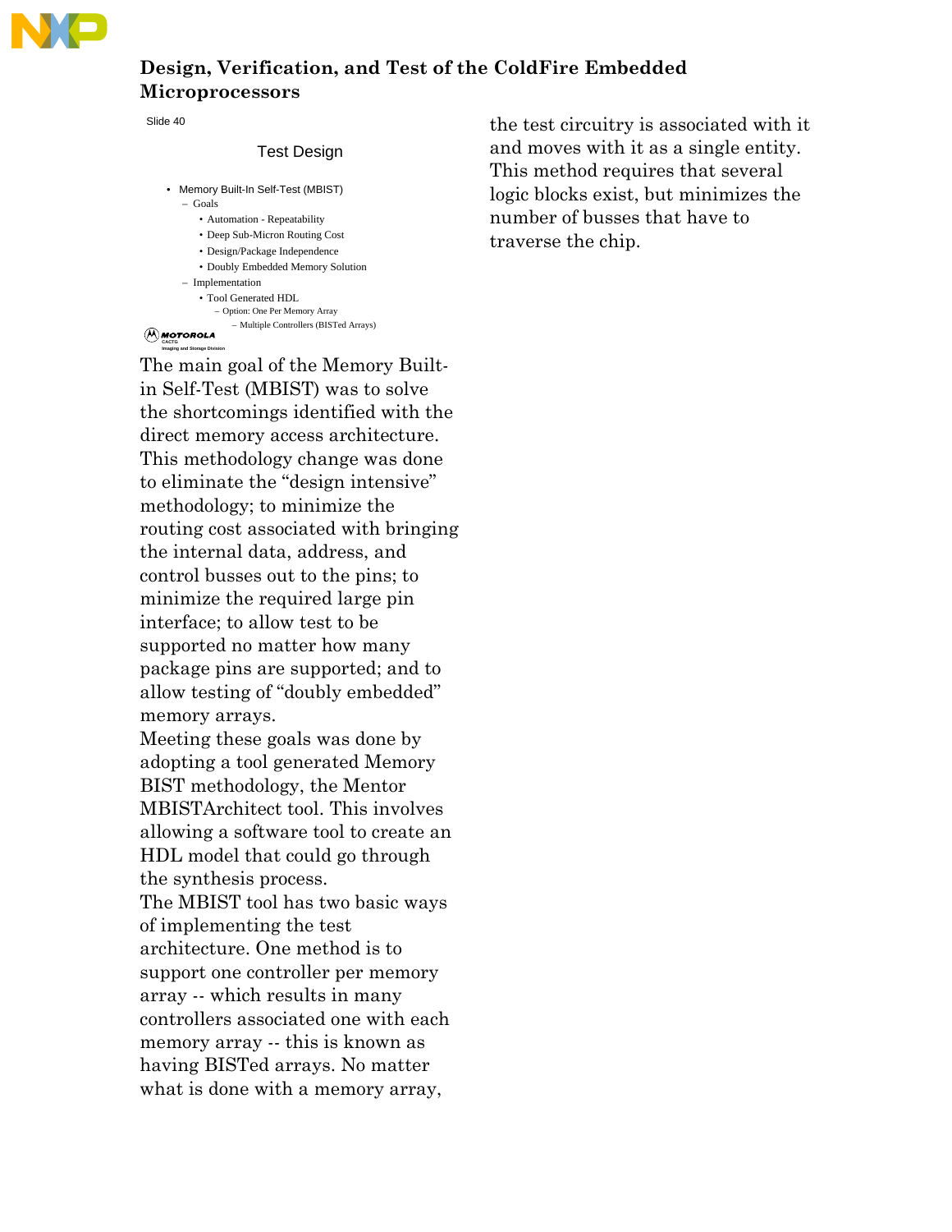## Design, Verification, and Test of the ColdFire Embedded Microprocessors

Slide 40

### Test Design

- Memory Built-In Self-Test (MBIST)
  - Goals
    - Automation - Repeatability
    - Deep Sub-Micron Routing Cost
    - Design/Package Independence
    - Doubly Embedded Memory Solution
  - Implementation
    - Tool Generated HDL
      - Option: One Per Memory Array
        - Multiple Controllers (BISTed Arrays)

MOTOROLA
CACTG
Imaging and Storage Division

The main goal of the Memory Built-in Self-Test (MBIST) was to solve the shortcomings identified with the direct memory access architecture. This methodology change was done to eliminate the "design intensive" methodology; to minimize the routing cost associated with bringing the internal data, address, and control busses out to the pins; to minimize the required large pin interface; to allow test to be supported no matter how many package pins are supported; and to allow testing of "doubly embedded" memory arrays.

Meeting these goals was done by adopting a tool generated Memory BIST methodology, the Mentor MBISTArchitect tool. This involves allowing a software tool to create an HDL model that could go through the synthesis process.

The MBIST tool has two basic ways of implementing the test architecture. One method is to support one controller per memory array -- which results in many controllers associated one with each memory array -- this is known as having BISTed arrays. No matter what is done with a memory array, the test circuitry is associated with it and moves with it as a single entity. This method requires that several logic blocks exist, but minimizes the number of busses that have to traverse the chip.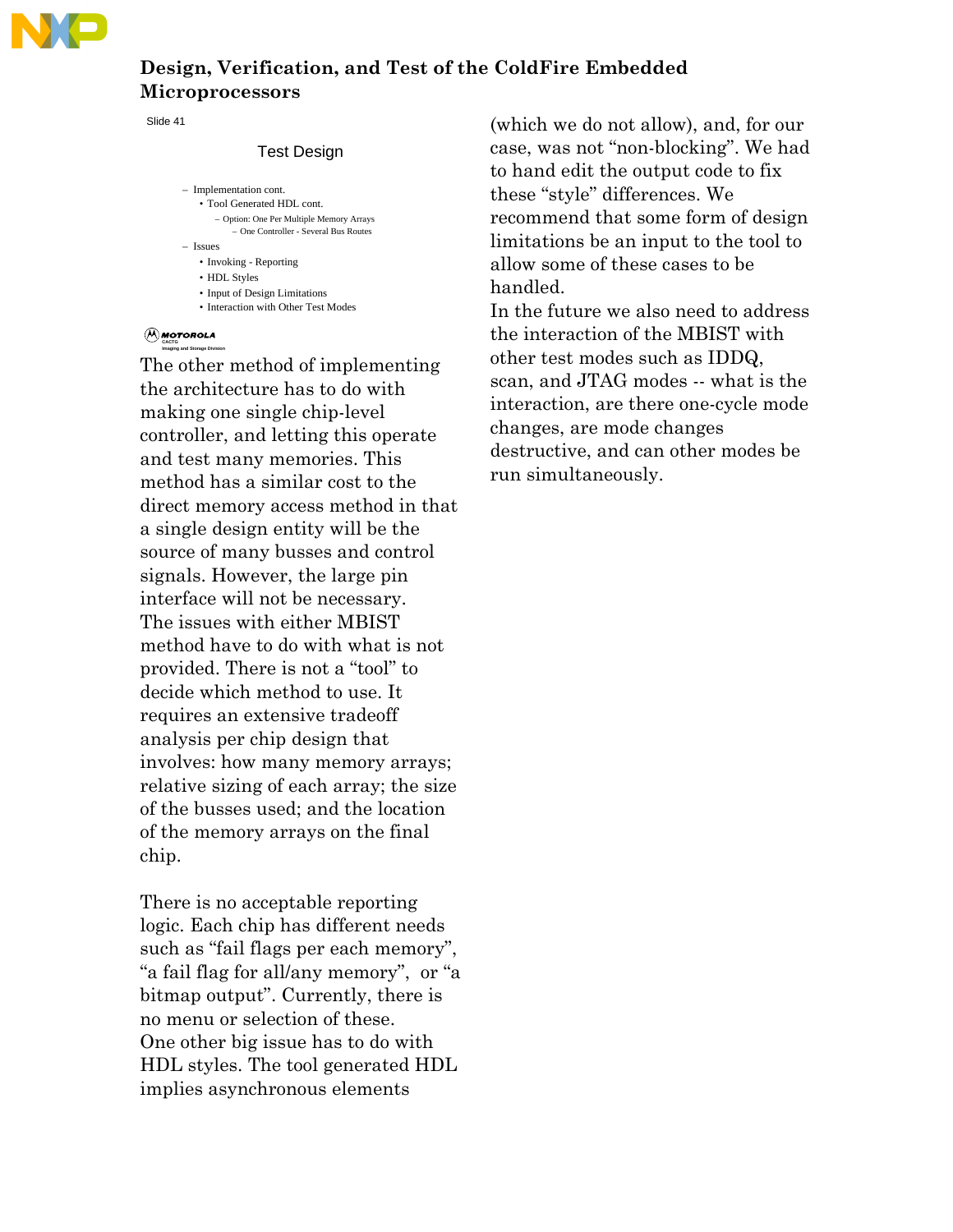# Design, Verification, and Test of the ColdFire Embedded Microprocessors

Slide 41

### Test Design

- Implementation cont.
  - Tool Generated HDL cont.
    - Option: One Per Multiple Memory Arrays
      - One Controller - Several Bus Routes
- Issues
  - Invoking - Reporting
  - HDL Styles
  - Input of Design Limitations
  - Interaction with Other Test Modes

MOTOROLA
CACTG
Imaging and Storage Division

The other method of implementing the architecture has to do with making one single chip-level controller, and letting this operate and test many memories. This method has a similar cost to the direct memory access method in that a single design entity will be the source of many busses and control signals. However, the large pin interface will not be necessary.

The issues with either MBIST method have to do with what is not provided. There is not a "tool" to decide which method to use. It requires an extensive tradeoff analysis per chip design that involves: how many memory arrays; relative sizing of each array; the size of the busses used; and the location of the memory arrays on the final chip.

There is no acceptable reporting logic. Each chip has different needs such as "fail flags per each memory", "a fail flag for all/any memory", or "a bitmap output". Currently, there is no menu or selection of these.

One other big issue has to do with HDL styles. The tool generated HDL implies asynchronous elements (which we do not allow), and, for our case, was not "non-blocking". We had to hand edit the output code to fix these "style" differences. We recommend that some form of design limitations be an input to the tool to allow some of these cases to be handled.

In the future we also need to address the interaction of the MBIST with other test modes such as IDDQ, scan, and JTAG modes -- what is the interaction, are there one-cycle mode changes, are mode changes destructive, and can other modes be run simultaneously.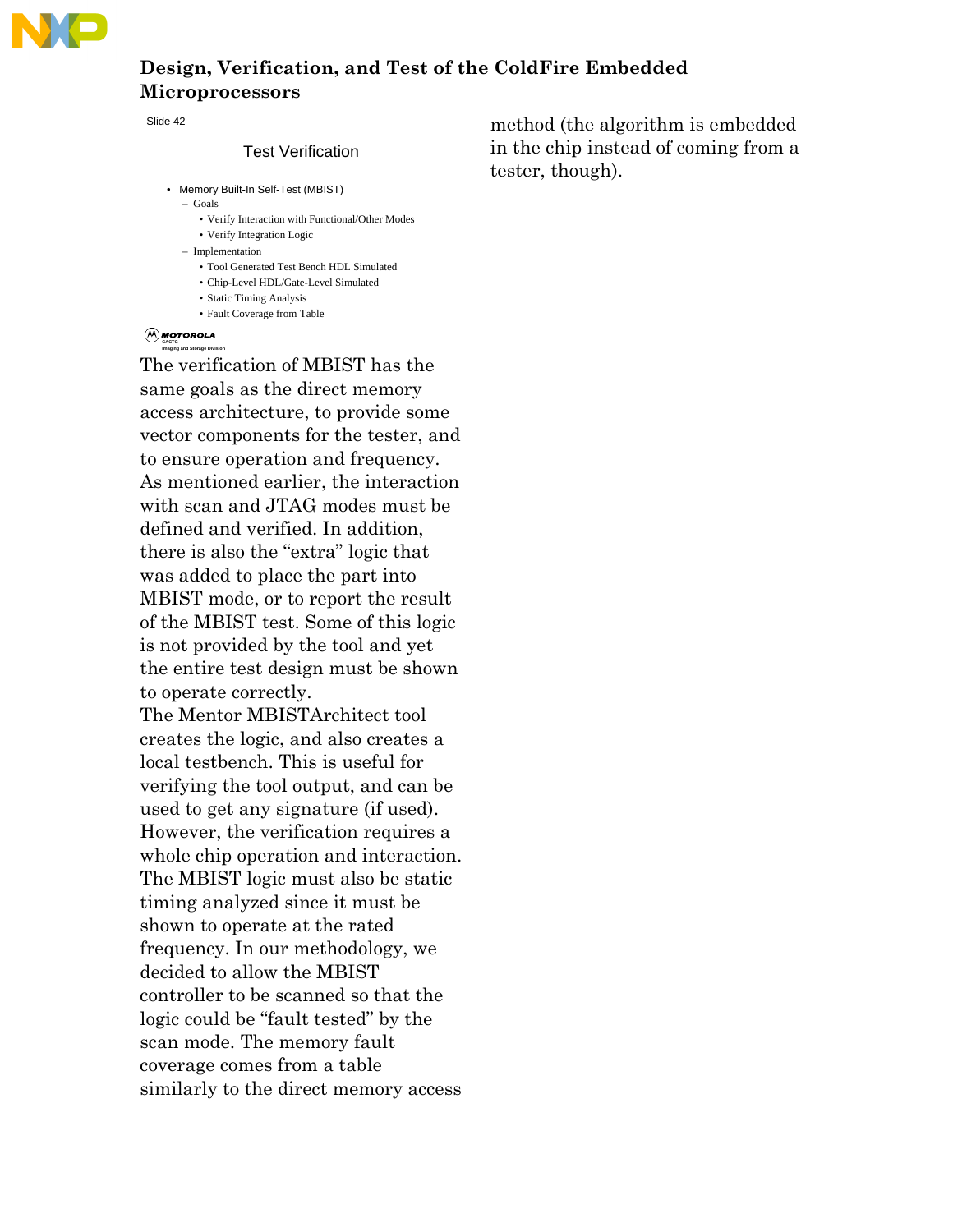Slide 42

### Test Verification

- Memory Built-In Self-Test (MBIST)
  - Goals
    - Verify Interaction with Functional/Other Modes
    - Verify Integration Logic
  - Implementation
    - Tool Generated Test Bench HDL Simulated
    - Chip-Level HDL/Gate-Level Simulated
    - Static Timing Analysis
    - Fault Coverage from Table

MOTOROLA
CACTG
Imaging and Storage Division

The verification of MBIST has the same goals as the direct memory access architecture, to provide some vector components for the tester, and to ensure operation and frequency. As mentioned earlier, the interaction with scan and JTAG modes must be defined and verified. In addition, there is also the "extra" logic that was added to place the part into MBIST mode, or to report the result of the MBIST test. Some of this logic is not provided by the tool and yet the entire test design must be shown to operate correctly.

The Mentor MBISTArchitect tool creates the logic, and also creates a local testbench. This is useful for verifying the tool output, and can be used to get any signature (if used). However, the verification requires a whole chip operation and interaction. The MBIST logic must also be static timing analyzed since it must be shown to operate at the rated frequency. In our methodology, we decided to allow the MBIST controller to be scanned so that the logic could be "fault tested" by the scan mode. The memory fault coverage comes from a table similarly to the direct memory access method (the algorithm is embedded in the chip instead of coming from a tester, though).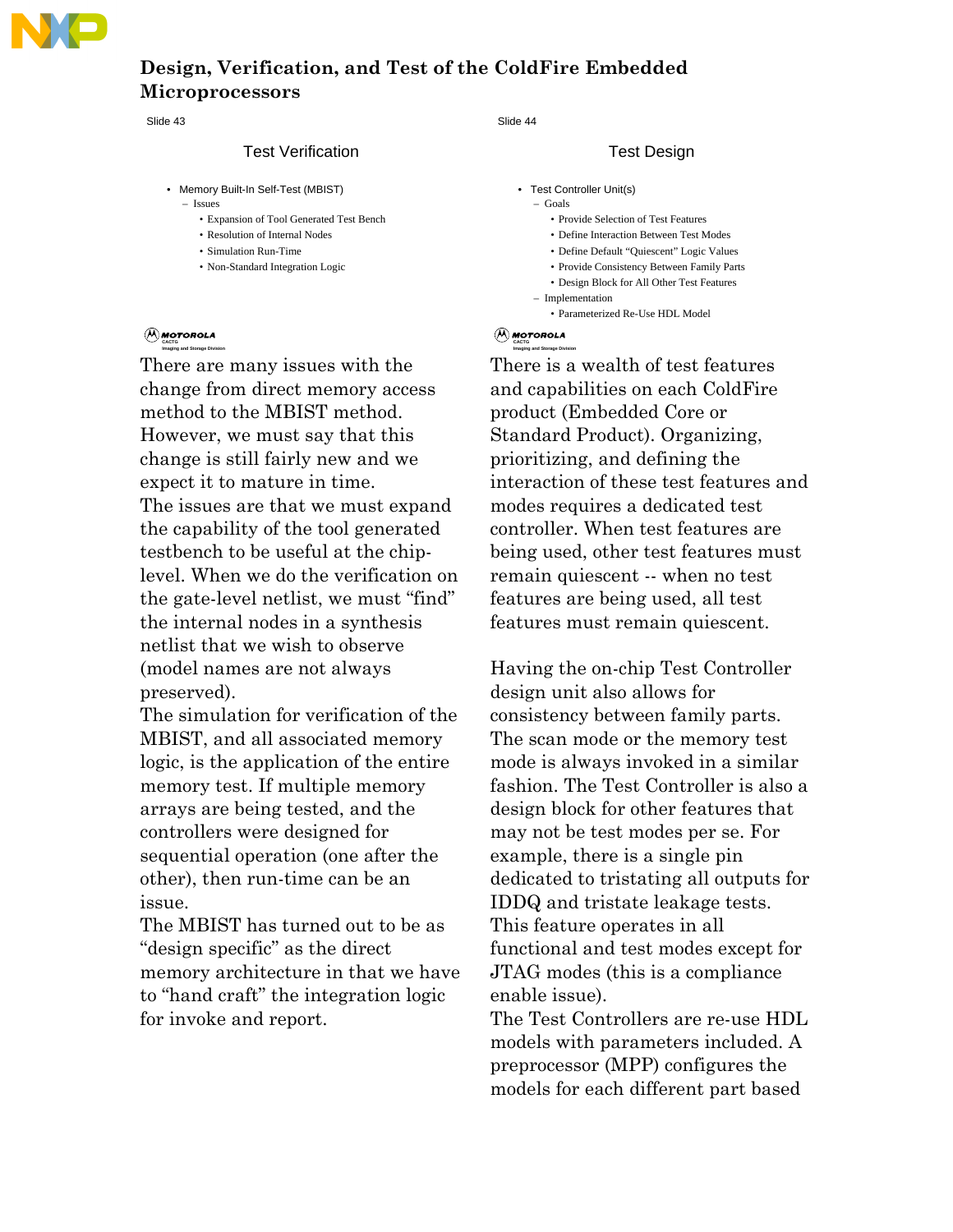Slide 43

### Test Verification

- Memory Built-In Self-Test (MBIST)
  - Issues
    - Expansion of Tool Generated Test Bench
    - Resolution of Internal Nodes
    - Simulation Run-Time
    - Non-Standard Integration Logic

MOTOROLA
CACTG
Imaging and Storage Division

There are many issues with the change from direct memory access method to the MBIST method. However, we must say that this change is still fairly new and we expect it to mature in time.
The issues are that we must expand the capability of the tool generated testbench to be useful at the chip-level. When we do the verification on the gate-level netlist, we must "find" the internal nodes in a synthesis netlist that we wish to observe (model names are not always preserved).
The simulation for verification of the MBIST, and all associated memory logic, is the application of the entire memory test. If multiple memory arrays are being tested, and the controllers were designed for sequential operation (one after the other), then run-time can be an issue.
The MBIST has turned out to be as "design specific" as the direct memory architecture in that we have to "hand craft" the integration logic for invoke and report.

Slide 44

### Test Design

- Test Controller Unit(s)
  - Goals
    - Provide Selection of Test Features
    - Define Interaction Between Test Modes
    - Define Default "Quiescent" Logic Values
    - Provide Consistency Between Family Parts
    - Design Block for All Other Test Features
  - Implementation
    - Parameterized Re-Use HDL Model

MOTOROLA
CACTG
Imaging and Storage Division

There is a wealth of test features and capabilities on each ColdFire product (Embedded Core or Standard Product). Organizing, prioritizing, and defining the interaction of these test features and modes requires a dedicated test controller. When test features are being used, other test features must remain quiescent -- when no test features are being used, all test features must remain quiescent.

Having the on-chip Test Controller design unit also allows for consistency between family parts. The scan mode or the memory test mode is always invoked in a similar fashion. The Test Controller is also a design block for other features that may not be test modes per se. For example, there is a single pin dedicated to tristating all outputs for IDDQ and tristate leakage tests. This feature operates in all functional and test modes except for JTAG modes (this is a compliance enable issue).
The Test Controllers are re-use HDL models with parameters included. A preprocessor (MPP) configures the models for each different part based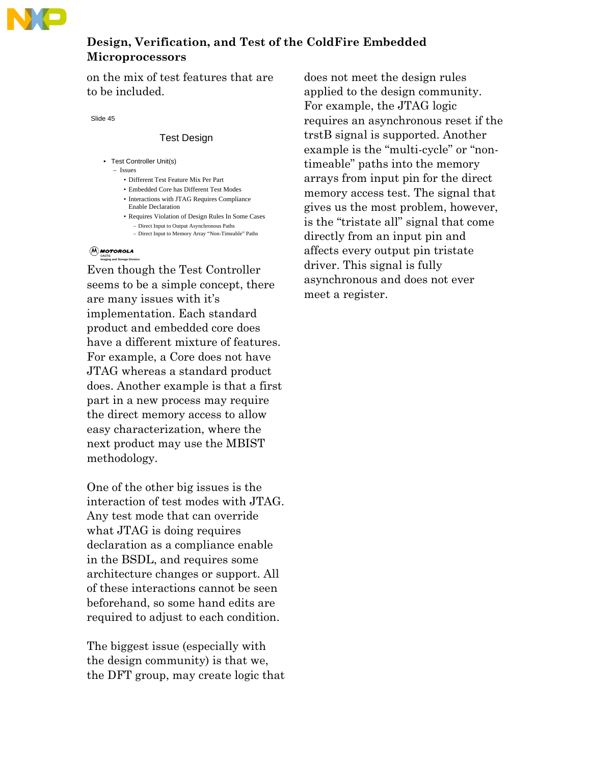on the mix of test features that are to be included.

Slide 45

### Test Design

- Test Controller Unit(s)
  - Issues
    - Different Test Feature Mix Per Part
    - Embedded Core has Different Test Modes
    - Interactions with JTAG Requires Compliance Enable Declaration
    - Requires Violation of Design Rules In Some Cases
      - Direct Input to Output Asynchronous Paths
      - Direct Input to Memory Array "Non-Timeable" Paths

MOTOROLA
CACTG
Imaging and Storage Division

Even though the Test Controller seems to be a simple concept, there are many issues with it's implementation. Each standard product and embedded core does have a different mixture of features. For example, a Core does not have JTAG whereas a standard product does. Another example is that a first part in a new process may require the direct memory access to allow easy characterization, where the next product may use the MBIST methodology.

One of the other big issues is the interaction of test modes with JTAG. Any test mode that can override what JTAG is doing requires declaration as a compliance enable in the BSDL, and requires some architecture changes or support. All of these interactions cannot be seen beforehand, so some hand edits are required to adjust to each condition.

The biggest issue (especially with the design community) is that we, the DFT group, may create logic that does not meet the design rules applied to the design community. For example, the JTAG logic requires an asynchronous reset if the trstB signal is supported. Another example is the "multi-cycle" or "non-timeable" paths into the memory arrays from input pin for the direct memory access test. The signal that gives us the most problem, however, is the "tristate all" signal that come directly from an input pin and affects every output pin tristate driver. This signal is fully asynchronous and does not ever meet a register.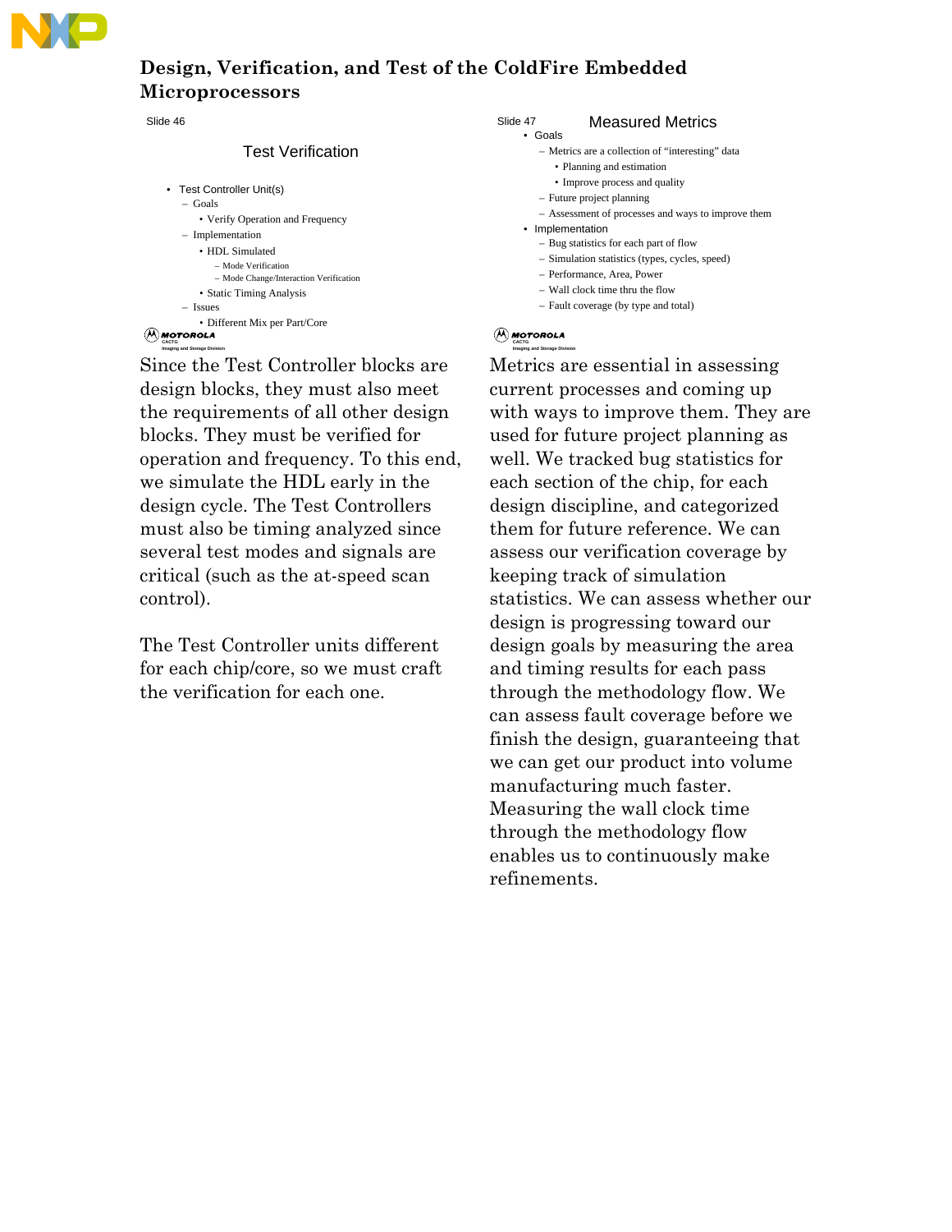Slide 46

### Test Verification

- Test Controller Unit(s)
  - Goals
    - Verify Operation and Frequency
  - Implementation
    - HDL Simulated
      - Mode Verification
      - Mode Change/Interaction Verification
    - Static Timing Analysis
  - Issues
    - Different Mix per Part/Core

MOTOROLA
CACTG
Imaging and Storage Division

Since the Test Controller blocks are design blocks, they must also meet the requirements of all other design blocks. They must be verified for operation and frequency. To this end, we simulate the HDL early in the design cycle. The Test Controllers must also be timing analyzed since several test modes and signals are critical (such as the at-speed scan control).

The Test Controller units different for each chip/core, so we must craft the verification for each one.

Slide 47

### Measured Metrics

- Goals
  - Metrics are a collection of "interesting" data
    - Planning and estimation
    - Improve process and quality
  - Future project planning
  - Assessment of processes and ways to improve them
- Implementation
  - Bug statistics for each part of flow
  - Simulation statistics (types, cycles, speed)
  - Performance, Area, Power
  - Wall clock time thru the flow
  - Fault coverage (by type and total)

MOTOROLA
CACTG
Imaging and Storage Division

Metrics are essential in assessing current processes and coming up with ways to improve them. They are used for future project planning as well. We tracked bug statistics for each section of the chip, for each design discipline, and categorized them for future reference. We can assess our verification coverage by keeping track of simulation statistics. We can assess whether our design is progressing toward our design goals by measuring the area and timing results for each pass through the methodology flow. We can assess fault coverage before we finish the design, guaranteeing that we can get our product into volume manufacturing much faster. Measuring the wall clock time through the methodology flow enables us to continuously make refinements.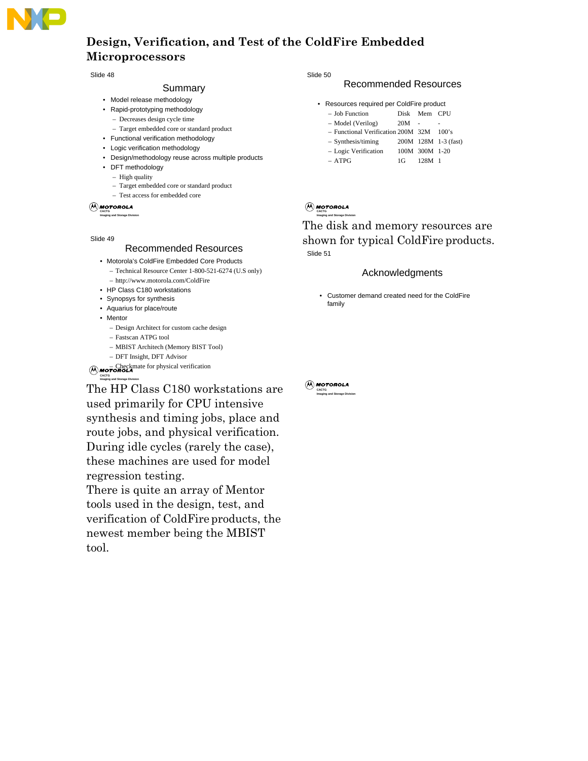# Design, Verification, and Test of the ColdFire Embedded Microprocessors

Slide 48

## Summary

- Model release methodology
- Rapid-prototyping methodology
  - Decreases design cycle time
  - Target embedded core or standard product
- Functional verification methodology
- Logic verification methodology
- Design/methodology reuse across multiple products
- DFT methodology
  - High quality
  - Target embedded core or standard product
  - Test access for embedded core

MOTOROLA
CACTG
Imaging and Storage Division

Slide 49

## Recommended Resources

- Motorola's ColdFire Embedded Core Products
  - Technical Resource Center 1-800-521-6274 (U.S only)
  - http://www.motorola.com/ColdFire
- HP Class C180 workstations
- Synopsys for synthesis
- Aquarius for place/route
- Mentor
  - Design Architect for custom cache design
  - Fastscan ATPG tool
  - MBIST Architech (Memory BIST Tool)
  - DFT Insight, DFT Advisor
  - Checkmate for physical verification

MOTOROLA
CACTG
Imaging and Storage Division

The HP Class C180 workstations are used primarily for CPU intensive synthesis and timing jobs, place and route jobs, and physical verification. During idle cycles (rarely the case), these machines are used for model regression testing.
There is quite an array of Mentor tools used in the design, test, and verification of ColdFire products, the newest member being the MBIST tool.

Slide 50

## Recommended Resources

- Resources required per ColdFire product

| Job Function | Disk | Mem | CPU |
|---|---|---|---|
| Model (Verilog) | 20M | - | - |
| Functional Verification | 200M | 32M | 100's |
| Synthesis/timing | 200M | 128M | 1-3 (fast) |
| Logic Verification | 100M | 300M | 1-20 |
| ATPG | 1G | 128M | 1 |

MOTOROLA
CACTG
Imaging and Storage Division

The disk and memory resources are shown for typical ColdFire products.

Slide 51

## Acknowledgments

- Customer demand created need for the ColdFire family

MOTOROLA
CACTG
Imaging and Storage Division